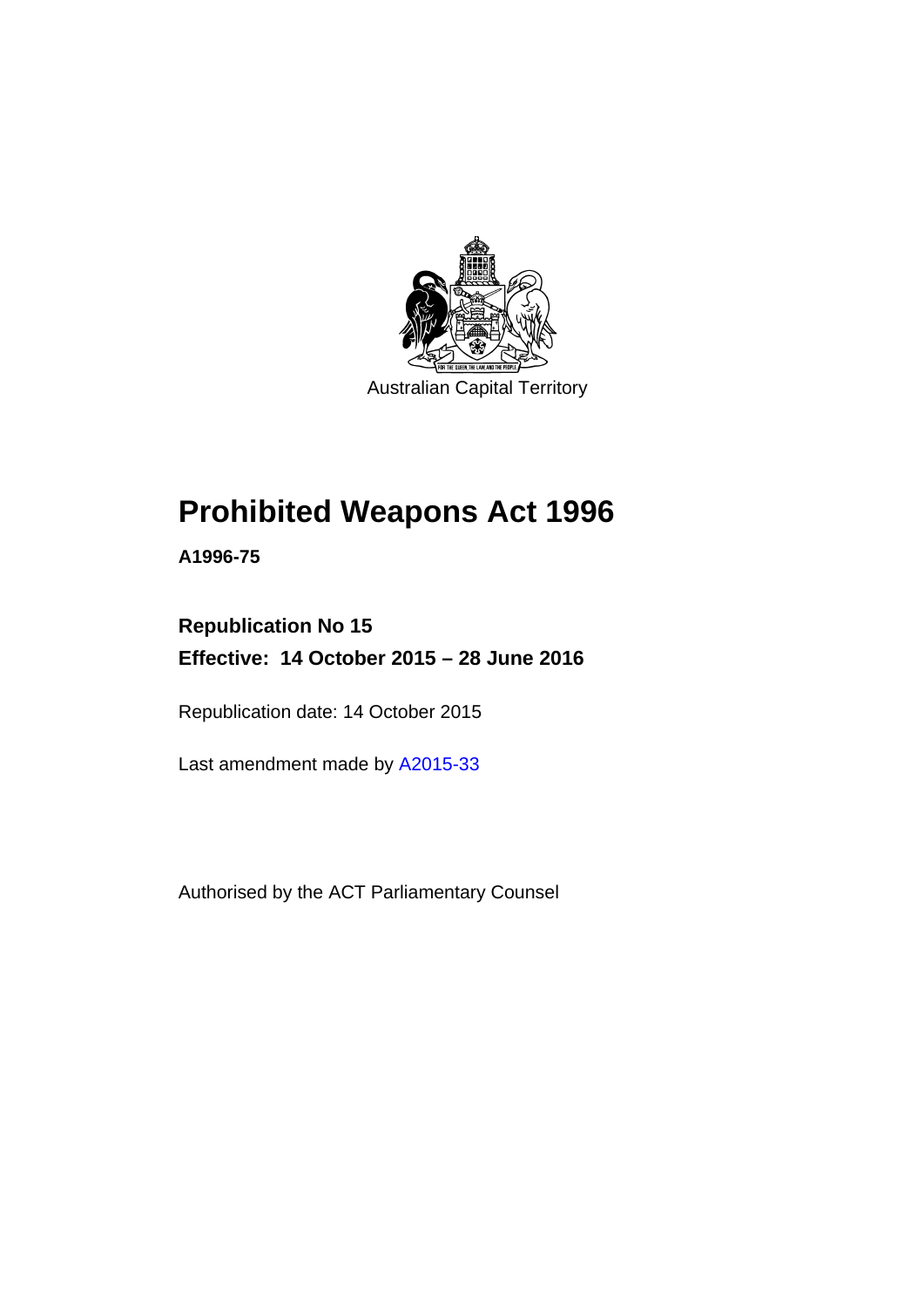Australian Capital Territory

# Prohibited Weapons Act 1996

**A1996-75**

**Republication No 15**

**Effective: 14 October 2015 – 28 June 2016**

Republication date: 14 October 2015

Last amendment made by A2015-33

Authorised by the ACT Parliamentary Counsel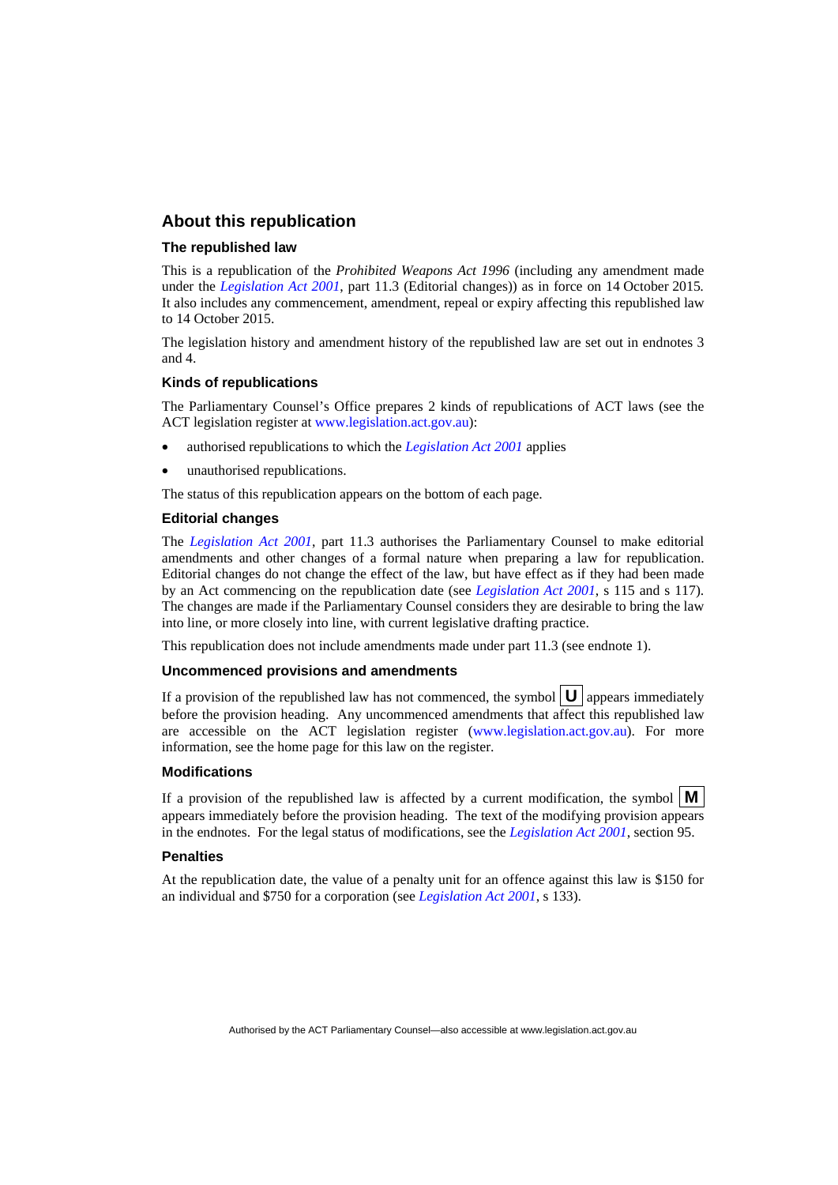## About this republication

### The republished law

This is a republication of the *Prohibited Weapons Act 1996* (including any amendment made under the *Legislation Act 2001*, part 11.3 (Editorial changes)) as in force on 14 October 2015*.* It also includes any commencement, amendment, repeal or expiry affecting this republished law to 14 October 2015.

The legislation history and amendment history of the republished law are set out in endnotes 3 and 4.

### Kinds of republications

The Parliamentary Counsel's Office prepares 2 kinds of republications of ACT laws (see the ACT legislation register at www.legislation.act.gov.au):

- authorised republications to which the *Legislation Act 2001* applies
- unauthorised republications.

The status of this republication appears on the bottom of each page.

### Editorial changes

The *Legislation Act 2001*, part 11.3 authorises the Parliamentary Counsel to make editorial amendments and other changes of a formal nature when preparing a law for republication. Editorial changes do not change the effect of the law, but have effect as if they had been made by an Act commencing on the republication date (see *Legislation Act 2001*, s 115 and s 117). The changes are made if the Parliamentary Counsel considers they are desirable to bring the law into line, or more closely into line, with current legislative drafting practice.

This republication does not include amendments made under part 11.3 (see endnote 1).

### Uncommenced provisions and amendments

If a provision of the republished law has not commenced, the symbol **U** appears immediately before the provision heading. Any uncommenced amendments that affect this republished law are accessible on the ACT legislation register (www.legislation.act.gov.au). For more information, see the home page for this law on the register.

### Modifications

If a provision of the republished law is affected by a current modification, the symbol **M** appears immediately before the provision heading. The text of the modifying provision appears in the endnotes. For the legal status of modifications, see the *Legislation Act 2001*, section 95.

### Penalties

At the republication date, the value of a penalty unit for an offence against this law is $150 for an individual and $750 for a corporation (see *Legislation Act 2001*, s 133).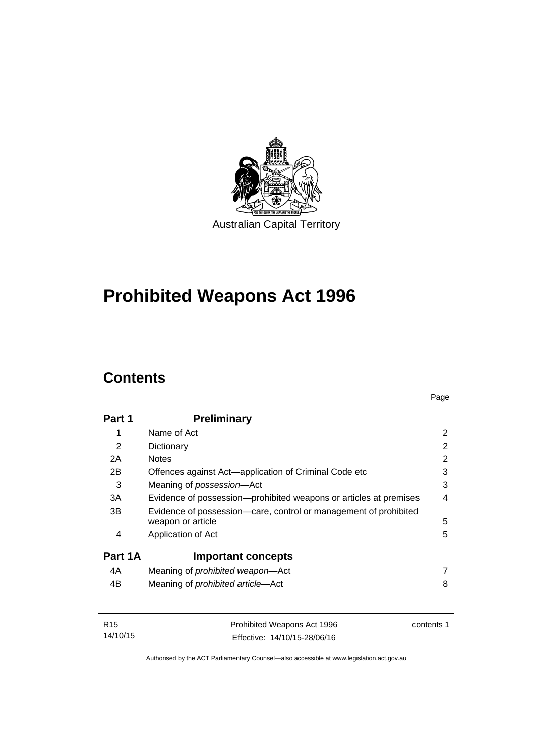Australian Capital Territory

# Prohibited Weapons Act 1996

## Contents

| | | Page |
|---|---|---|
| **Part 1** | **Preliminary** | |
| 1 | Name of Act | 2 |
| 2 | Dictionary | 2 |
| 2A | Notes | 2 |
| 2B | Offences against Act—application of Criminal Code etc | 3 |
| 3 | Meaning of *possession*—Act | 3 |
| 3A | Evidence of possession—prohibited weapons or articles at premises | 4 |
| 3B | Evidence of possession—care, control or management of prohibited weapon or article | 5 |
| 4 | Application of Act | 5 |
| **Part 1A** | **Important concepts** | |
| 4A | Meaning of *prohibited weapon*—Act | 7 |
| 4B | Meaning of *prohibited article*—Act | 8 |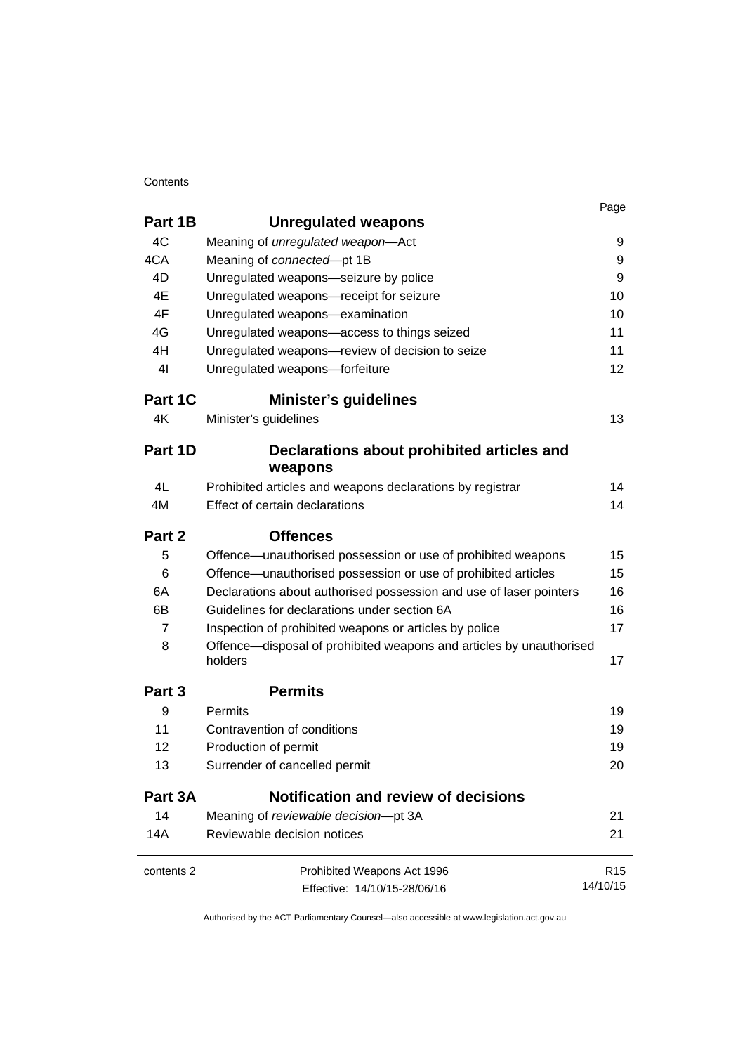| | | Page |
|---|---|---|
| **Part 1B** | **Unregulated weapons** | |
| 4C | Meaning of *unregulated weapon*—Act | 9 |
| 4CA | Meaning of *connected*—pt 1B | 9 |
| 4D | Unregulated weapons—seizure by police | 9 |
| 4E | Unregulated weapons—receipt for seizure | 10 |
| 4F | Unregulated weapons—examination | 10 |
| 4G | Unregulated weapons—access to things seized | 11 |
| 4H | Unregulated weapons—review of decision to seize | 11 |
| 4I | Unregulated weapons—forfeiture | 12 |
| **Part 1C** | **Minister's guidelines** | |
| 4K | Minister's guidelines | 13 |
| **Part 1D** | **Declarations about prohibited articles and weapons** | |
| 4L | Prohibited articles and weapons declarations by registrar | 14 |
| 4M | Effect of certain declarations | 14 |
| **Part 2** | **Offences** | |
| 5 | Offence—unauthorised possession or use of prohibited weapons | 15 |
| 6 | Offence—unauthorised possession or use of prohibited articles | 15 |
| 6A | Declarations about authorised possession and use of laser pointers | 16 |
| 6B | Guidelines for declarations under section 6A | 16 |
| 7 | Inspection of prohibited weapons or articles by police | 17 |
| 8 | Offence—disposal of prohibited weapons and articles by unauthorised holders | 17 |
| **Part 3** | **Permits** | |
| 9 | Permits | 19 |
| 11 | Contravention of conditions | 19 |
| 12 | Production of permit | 19 |
| 13 | Surrender of cancelled permit | 20 |
| **Part 3A** | **Notification and review of decisions** | |
| 14 | Meaning of *reviewable decision*—pt 3A | 21 |
| 14A | Reviewable decision notices | 21 |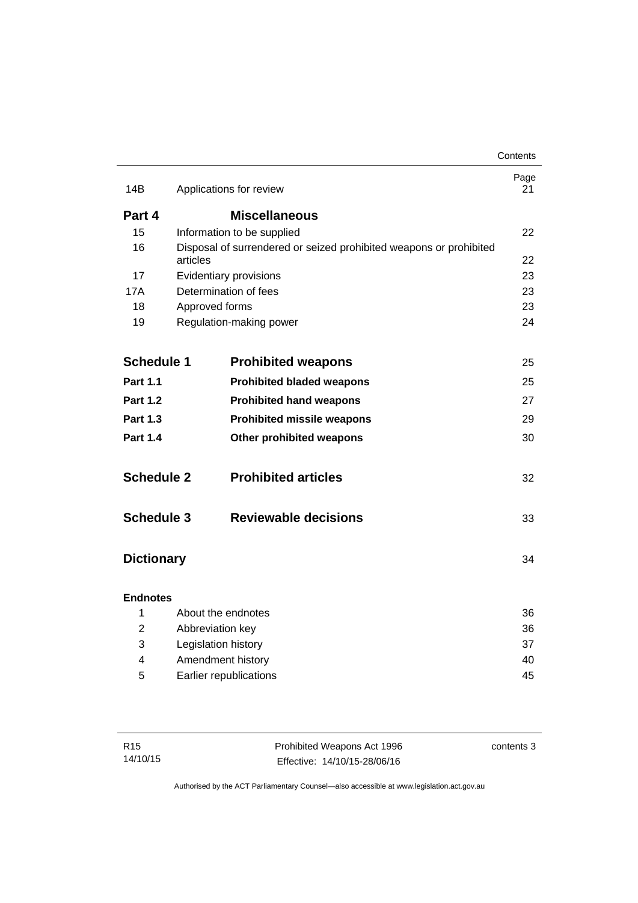| | | Page |
|---|---|---|
| 14B | Applications for review | 21 |
| **Part 4** | **Miscellaneous** | |
| 15 | Information to be supplied | 22 |
| 16 | Disposal of surrendered or seized prohibited weapons or prohibited articles | 22 |
| 17 | Evidentiary provisions | 23 |
| 17A | Determination of fees | 23 |
| 18 | Approved forms | 23 |
| 19 | Regulation-making power | 24 |
| **Schedule 1** | **Prohibited weapons** | 25 |
| **Part 1.1** | **Prohibited bladed weapons** | 25 |
| **Part 1.2** | **Prohibited hand weapons** | 27 |
| **Part 1.3** | **Prohibited missile weapons** | 29 |
| **Part 1.4** | **Other prohibited weapons** | 30 |
| **Schedule 2** | **Prohibited articles** | 32 |
| **Schedule 3** | **Reviewable decisions** | 33 |
| **Dictionary** | | 34 |
| **Endnotes** | | |
| 1 | About the endnotes | 36 |
| 2 | Abbreviation key | 36 |
| 3 | Legislation history | 37 |
| 4 | Amendment history | 40 |
| 5 | Earlier republications | 45 |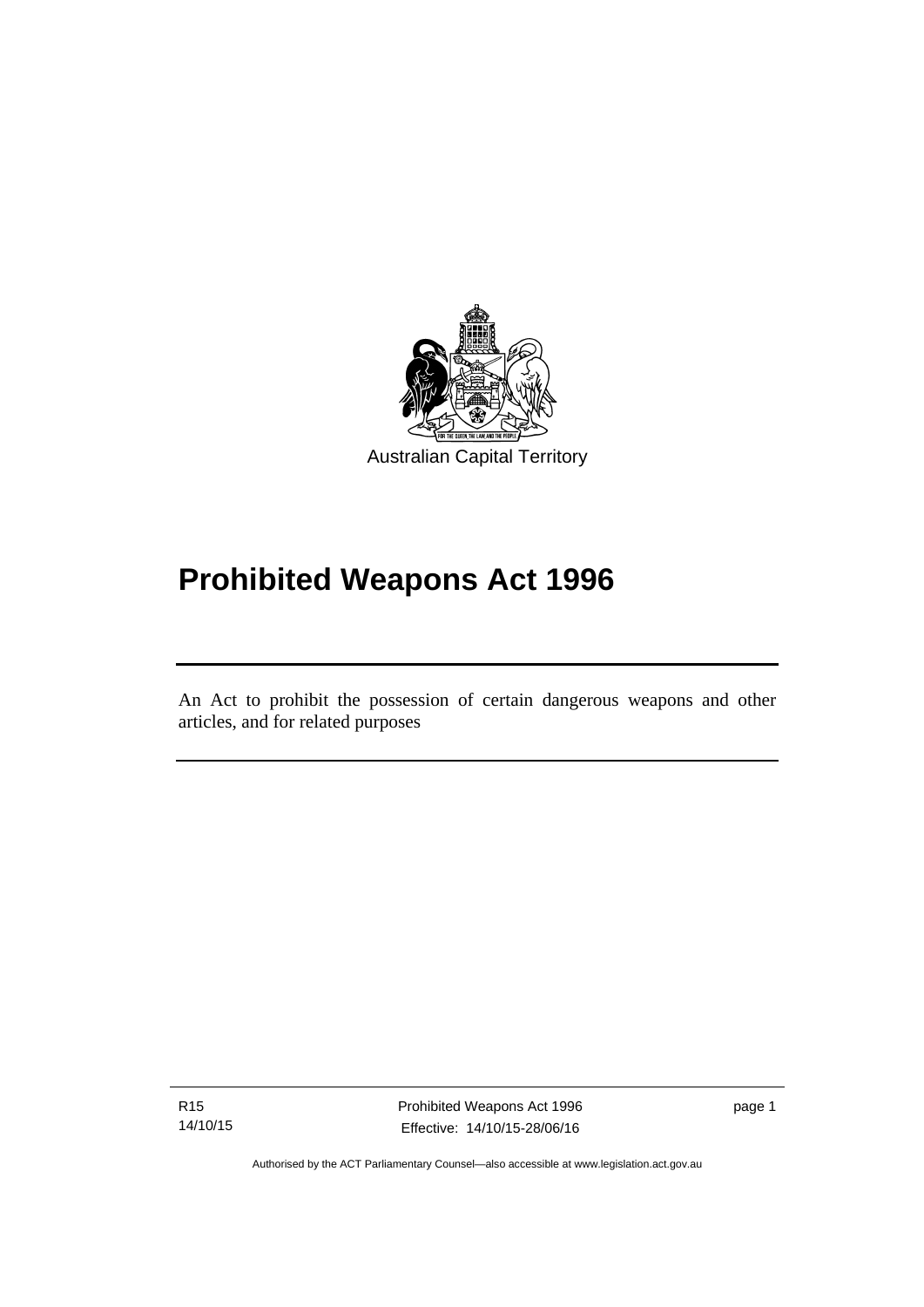Australian Capital Territory

# Prohibited Weapons Act 1996

An Act to prohibit the possession of certain dangerous weapons and other articles, and for related purposes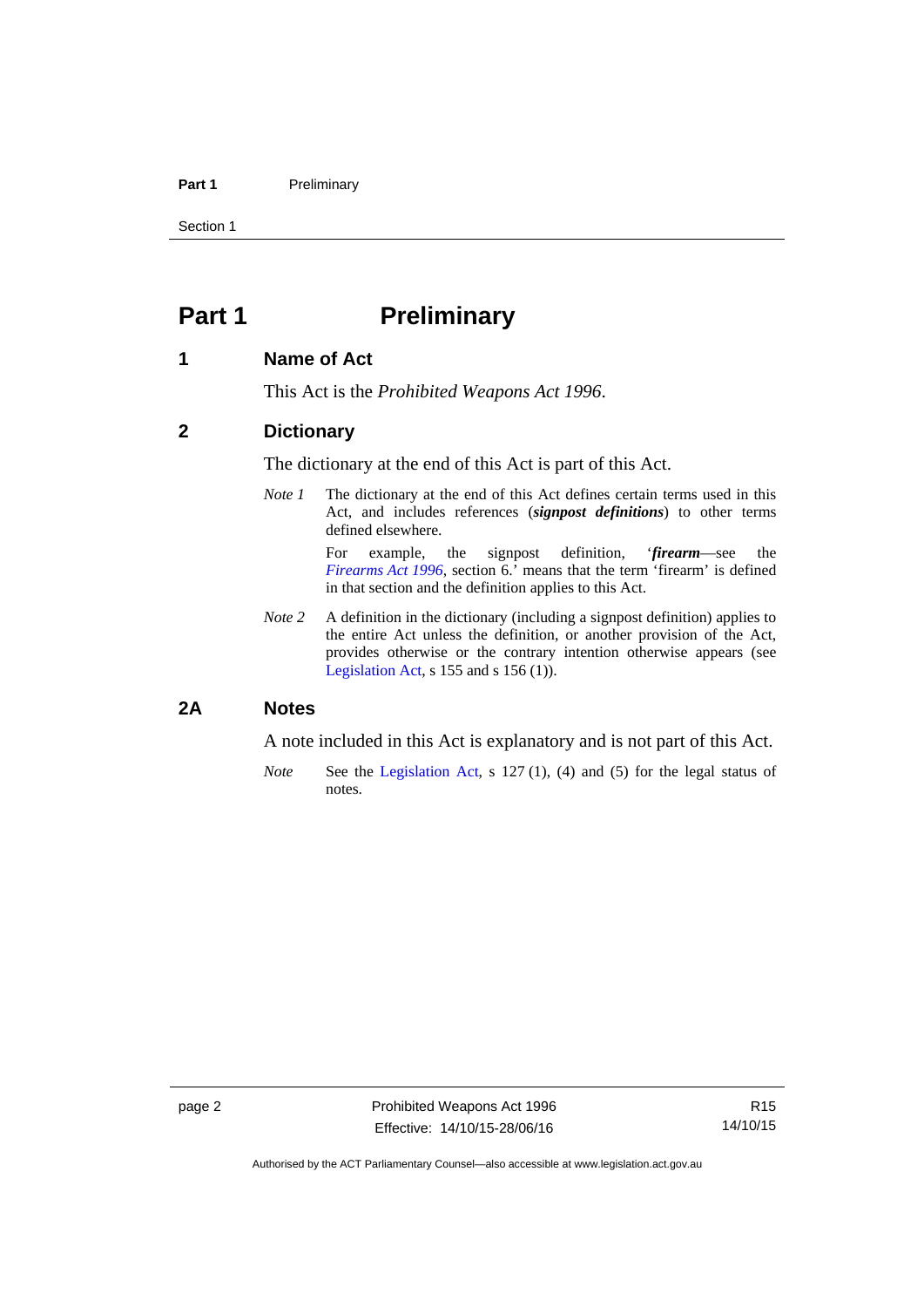# Part 1 Preliminary

## 1 Name of Act

This Act is the *Prohibited Weapons Act 1996*.

## 2 Dictionary

The dictionary at the end of this Act is part of this Act.

*Note 1* The dictionary at the end of this Act defines certain terms used in this Act, and includes references (***signpost definitions***) to other terms defined elsewhere.

For example, the signpost definition, '***firearm***—see the *Firearms Act 1996*, section 6.' means that the term 'firearm' is defined in that section and the definition applies to this Act.

*Note 2* A definition in the dictionary (including a signpost definition) applies to the entire Act unless the definition, or another provision of the Act, provides otherwise or the contrary intention otherwise appears (see Legislation Act, s 155 and s 156 (1)).

## 2A Notes

A note included in this Act is explanatory and is not part of this Act.

*Note* See the Legislation Act, s 127 (1), (4) and (5) for the legal status of notes.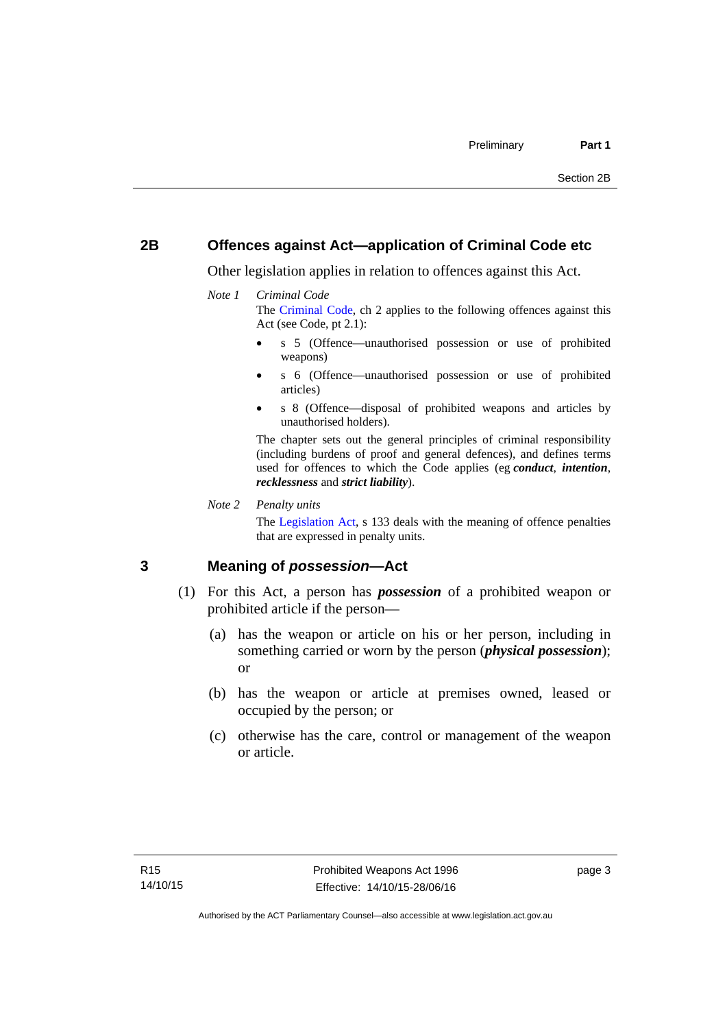## 2B Offences against Act—application of Criminal Code etc

Other legislation applies in relation to offences against this Act.

*Note 1* *Criminal Code*

The Criminal Code, ch 2 applies to the following offences against this Act (see Code, pt 2.1):

- s 5 (Offence—unauthorised possession or use of prohibited weapons)
- s 6 (Offence—unauthorised possession or use of prohibited articles)
- s 8 (Offence—disposal of prohibited weapons and articles by unauthorised holders).

The chapter sets out the general principles of criminal responsibility (including burdens of proof and general defences), and defines terms used for offences to which the Code applies (eg ***conduct***, ***intention***, ***recklessness*** and ***strict liability***).

*Note 2* *Penalty units*

The Legislation Act, s 133 deals with the meaning of offence penalties that are expressed in penalty units.

## 3 Meaning of *possession*—Act

(1) For this Act, a person has ***possession*** of a prohibited weapon or prohibited article if the person—

(a) has the weapon or article on his or her person, including in something carried or worn by the person (***physical possession***); or

(b) has the weapon or article at premises owned, leased or occupied by the person; or

(c) otherwise has the care, control or management of the weapon or article.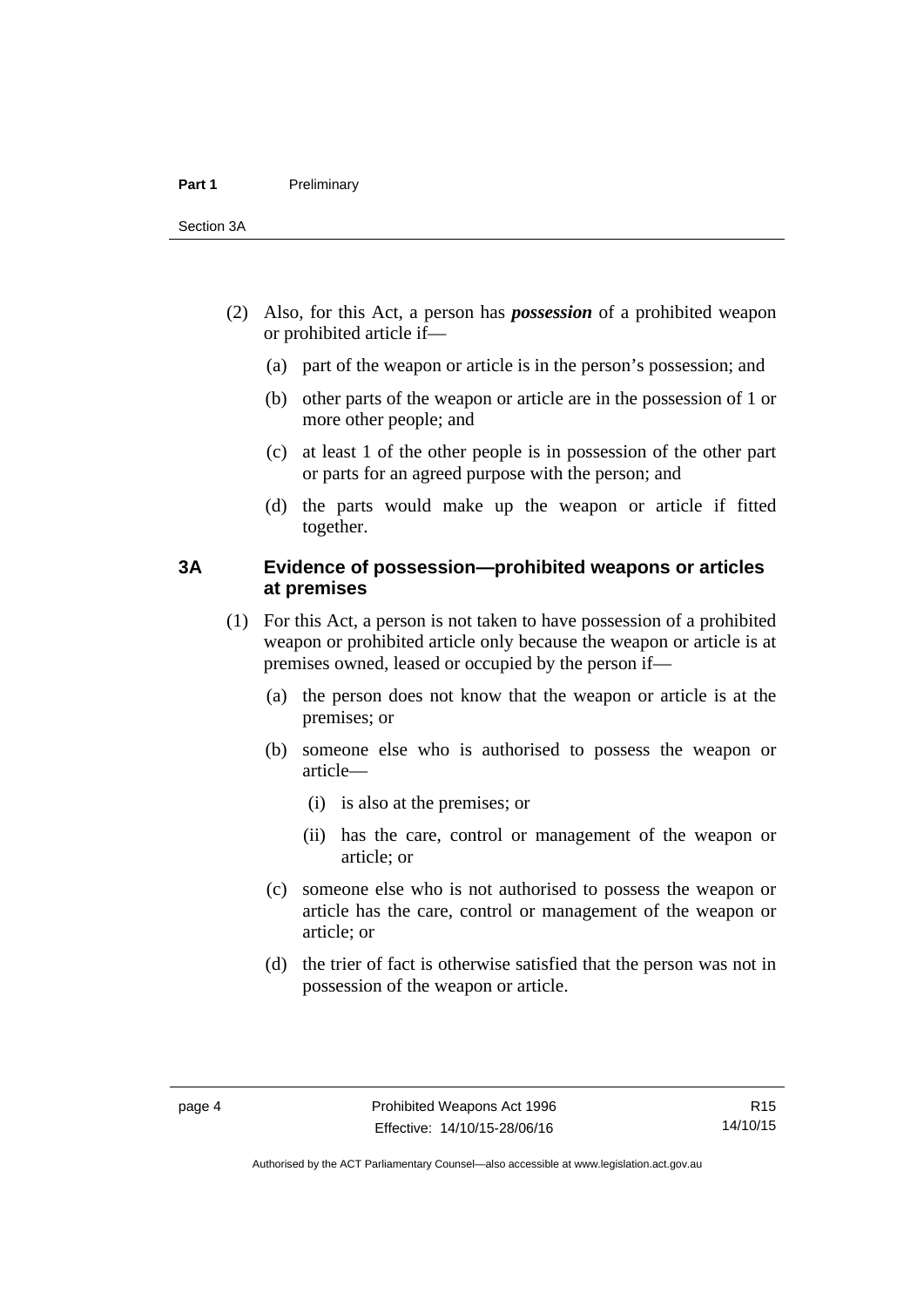(2) Also, for this Act, a person has ***possession*** of a prohibited weapon or prohibited article if—

(a) part of the weapon or article is in the person's possession; and

(b) other parts of the weapon or article are in the possession of 1 or more other people; and

(c) at least 1 of the other people is in possession of the other part or parts for an agreed purpose with the person; and

(d) the parts would make up the weapon or article if fitted together.

### 3A Evidence of possession—prohibited weapons or articles at premises

(1) For this Act, a person is not taken to have possession of a prohibited weapon or prohibited article only because the weapon or article is at premises owned, leased or occupied by the person if—

(a) the person does not know that the weapon or article is at the premises; or

(b) someone else who is authorised to possess the weapon or article—

(i) is also at the premises; or

(ii) has the care, control or management of the weapon or article; or

(c) someone else who is not authorised to possess the weapon or article has the care, control or management of the weapon or article; or

(d) the trier of fact is otherwise satisfied that the person was not in possession of the weapon or article.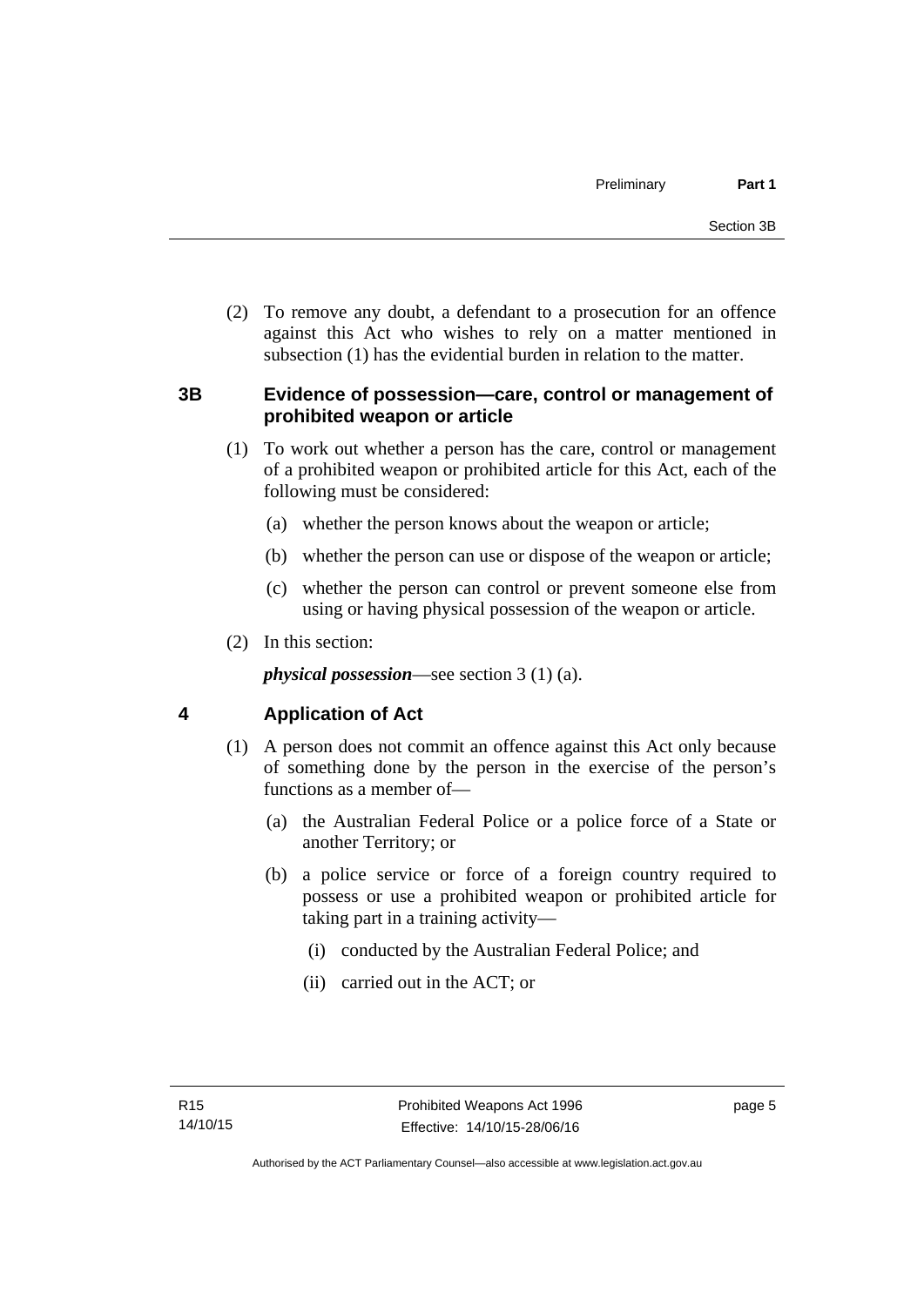(2) To remove any doubt, a defendant to a prosecution for an offence against this Act who wishes to rely on a matter mentioned in subsection (1) has the evidential burden in relation to the matter.

### 3B Evidence of possession—care, control or management of prohibited weapon or article

(1) To work out whether a person has the care, control or management of a prohibited weapon or prohibited article for this Act, each of the following must be considered:

(a) whether the person knows about the weapon or article;

(b) whether the person can use or dispose of the weapon or article;

(c) whether the person can control or prevent someone else from using or having physical possession of the weapon or article.

(2) In this section:

***physical possession***—see section 3 (1) (a).

### 4 Application of Act

(1) A person does not commit an offence against this Act only because of something done by the person in the exercise of the person's functions as a member of—

(a) the Australian Federal Police or a police force of a State or another Territory; or

(b) a police service or force of a foreign country required to possess or use a prohibited weapon or prohibited article for taking part in a training activity—

(i) conducted by the Australian Federal Police; and

(ii) carried out in the ACT; or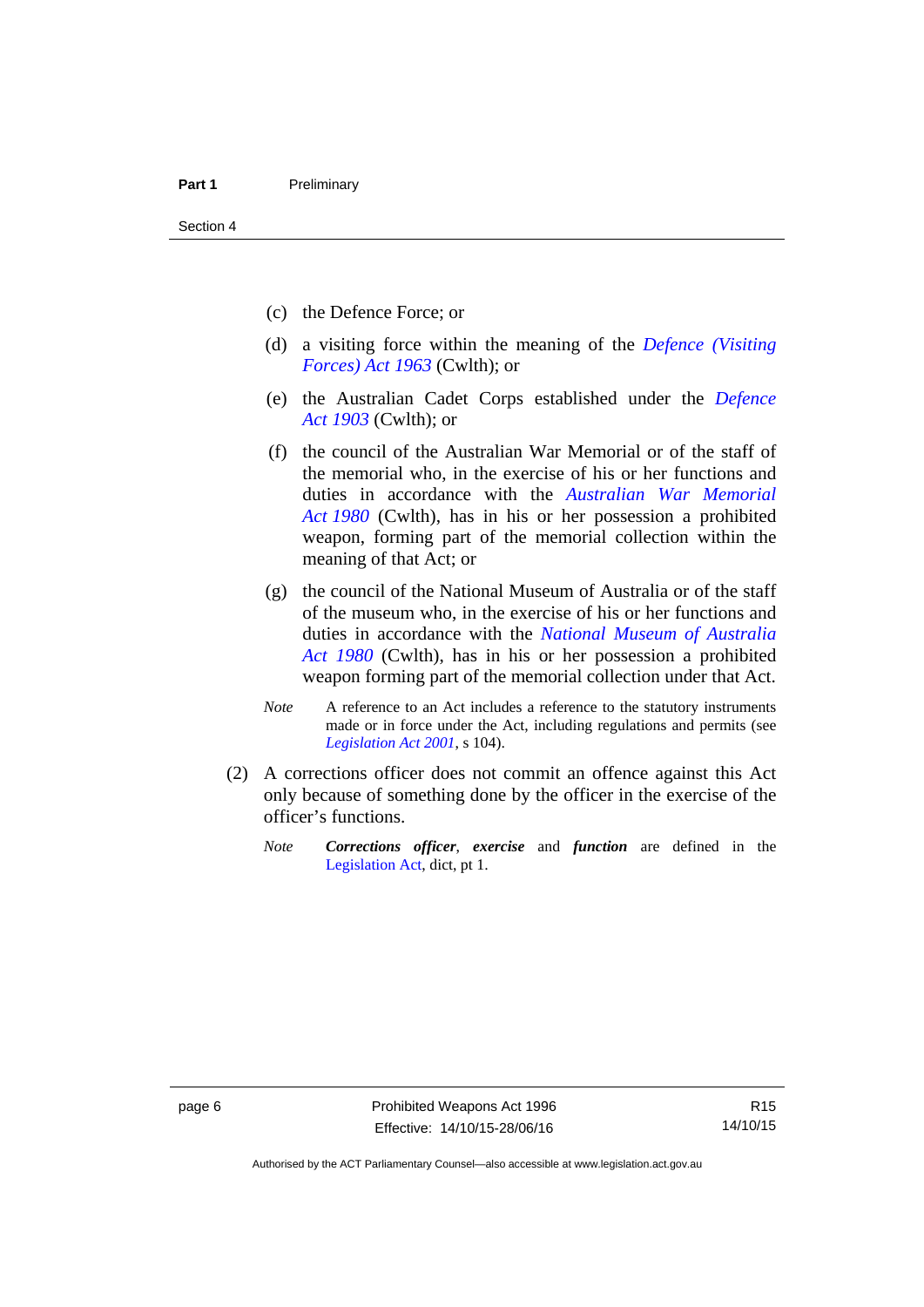(c) the Defence Force; or

(d) a visiting force within the meaning of the *Defence (Visiting Forces) Act 1963* (Cwlth); or

(e) the Australian Cadet Corps established under the *Defence Act 1903* (Cwlth); or

(f) the council of the Australian War Memorial or of the staff of the memorial who, in the exercise of his or her functions and duties in accordance with the *Australian War Memorial Act 1980* (Cwlth), has in his or her possession a prohibited weapon, forming part of the memorial collection within the meaning of that Act; or

(g) the council of the National Museum of Australia or of the staff of the museum who, in the exercise of his or her functions and duties in accordance with the *National Museum of Australia Act 1980* (Cwlth), has in his or her possession a prohibited weapon forming part of the memorial collection under that Act.

*Note* A reference to an Act includes a reference to the statutory instruments made or in force under the Act, including regulations and permits (see *Legislation Act 2001*, s 104).

(2) A corrections officer does not commit an offence against this Act only because of something done by the officer in the exercise of the officer's functions.

*Note* ***Corrections officer***, ***exercise*** and ***function*** are defined in the Legislation Act, dict, pt 1.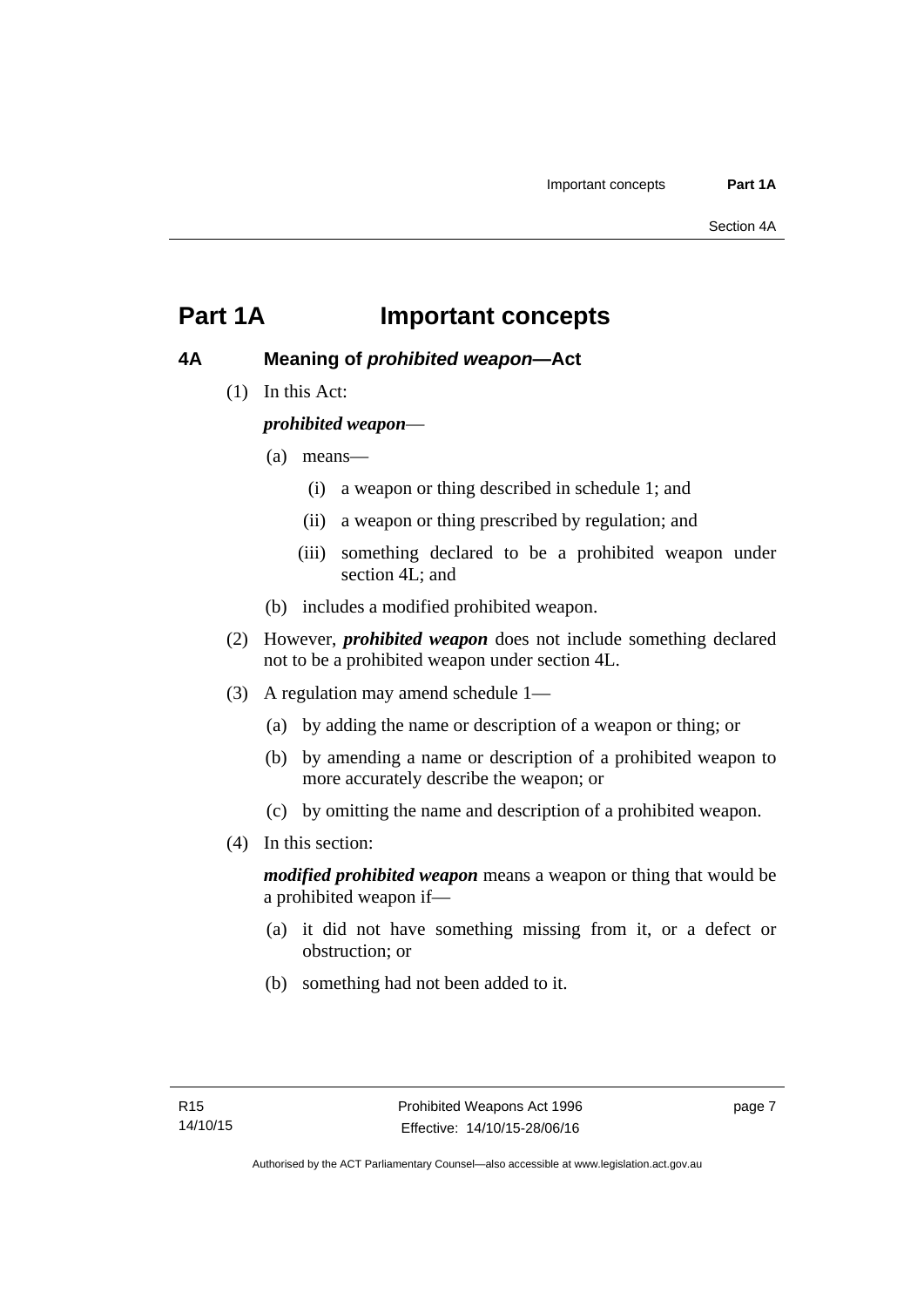# Part 1A Important concepts

## 4A Meaning of ***prohibited weapon***—Act

(1) In this Act:

***prohibited weapon***—

(a) means—

(i) a weapon or thing described in schedule 1; and

(ii) a weapon or thing prescribed by regulation; and

(iii) something declared to be a prohibited weapon under section 4L; and

(b) includes a modified prohibited weapon.

(2) However, ***prohibited weapon*** does not include something declared not to be a prohibited weapon under section 4L.

(3) A regulation may amend schedule 1—

(a) by adding the name or description of a weapon or thing; or

(b) by amending a name or description of a prohibited weapon to more accurately describe the weapon; or

(c) by omitting the name and description of a prohibited weapon.

(4) In this section:

***modified prohibited weapon*** means a weapon or thing that would be a prohibited weapon if—

(a) it did not have something missing from it, or a defect or obstruction; or

(b) something had not been added to it.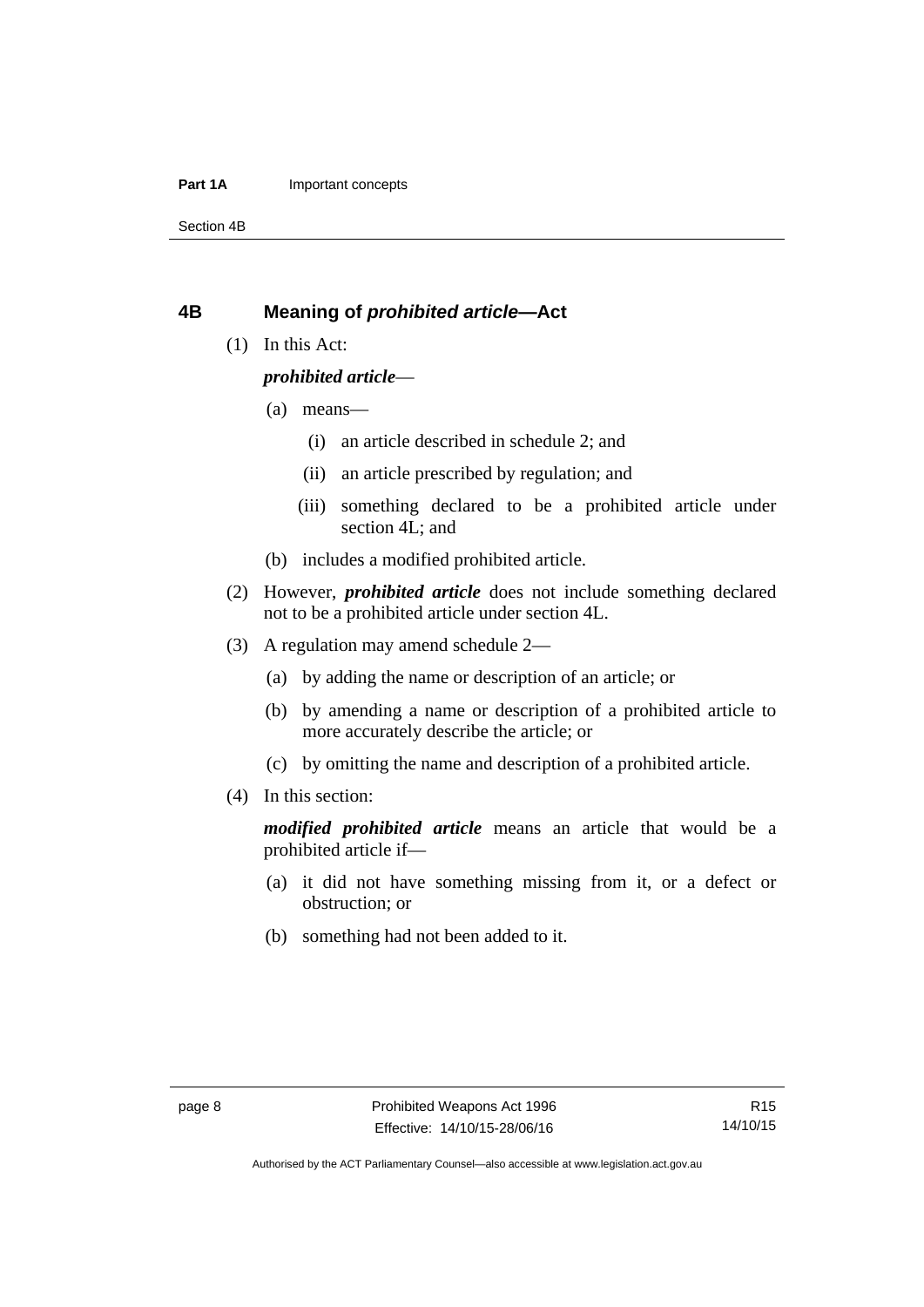## 4B Meaning of *prohibited article*—Act

(1) In this Act:

***prohibited article***—

(a) means—

(i) an article described in schedule 2; and

(ii) an article prescribed by regulation; and

(iii) something declared to be a prohibited article under section 4L; and

(b) includes a modified prohibited article.

(2) However, ***prohibited article*** does not include something declared not to be a prohibited article under section 4L.

(3) A regulation may amend schedule 2—

(a) by adding the name or description of an article; or

(b) by amending a name or description of a prohibited article to more accurately describe the article; or

(c) by omitting the name and description of a prohibited article.

(4) In this section:

***modified prohibited article*** means an article that would be a prohibited article if—

(a) it did not have something missing from it, or a defect or obstruction; or

(b) something had not been added to it.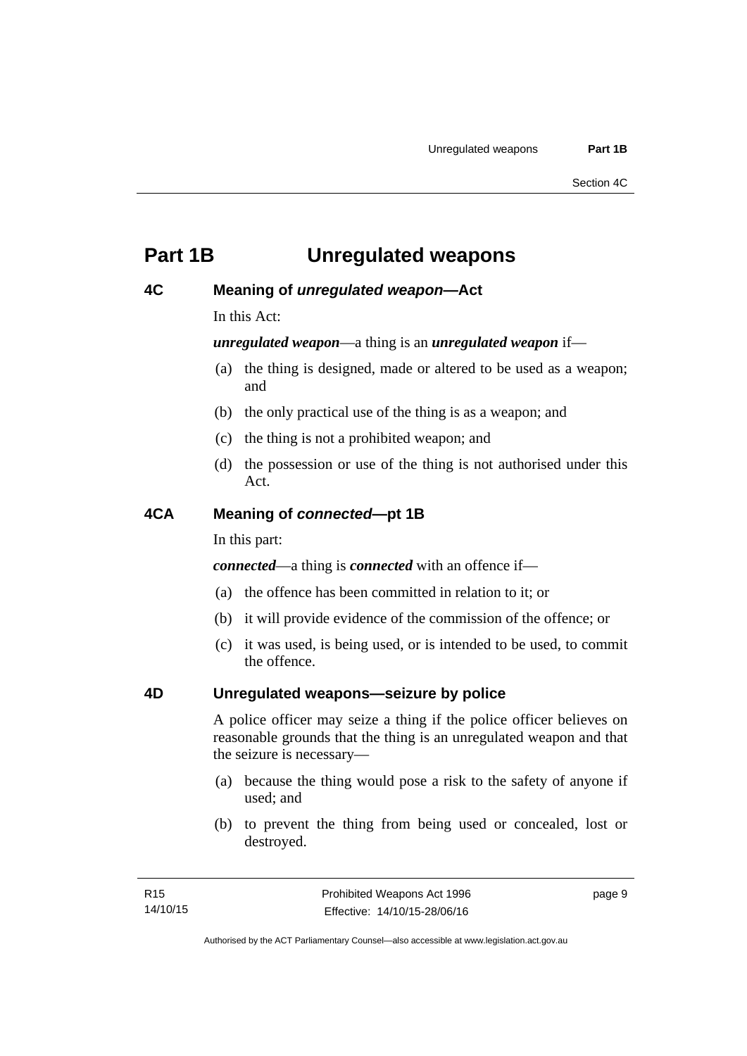# Part 1B Unregulated weapons

## 4C Meaning of *unregulated weapon*—Act

In this Act:

***unregulated weapon***—a thing is an ***unregulated weapon*** if—

(a) the thing is designed, made or altered to be used as a weapon; and

(b) the only practical use of the thing is as a weapon; and

(c) the thing is not a prohibited weapon; and

(d) the possession or use of the thing is not authorised under this Act.

## 4CA Meaning of *connected*—pt 1B

In this part:

***connected***—a thing is ***connected*** with an offence if—

(a) the offence has been committed in relation to it; or

(b) it will provide evidence of the commission of the offence; or

(c) it was used, is being used, or is intended to be used, to commit the offence.

## 4D Unregulated weapons—seizure by police

A police officer may seize a thing if the police officer believes on reasonable grounds that the thing is an unregulated weapon and that the seizure is necessary—

(a) because the thing would pose a risk to the safety of anyone if used; and

(b) to prevent the thing from being used or concealed, lost or destroyed.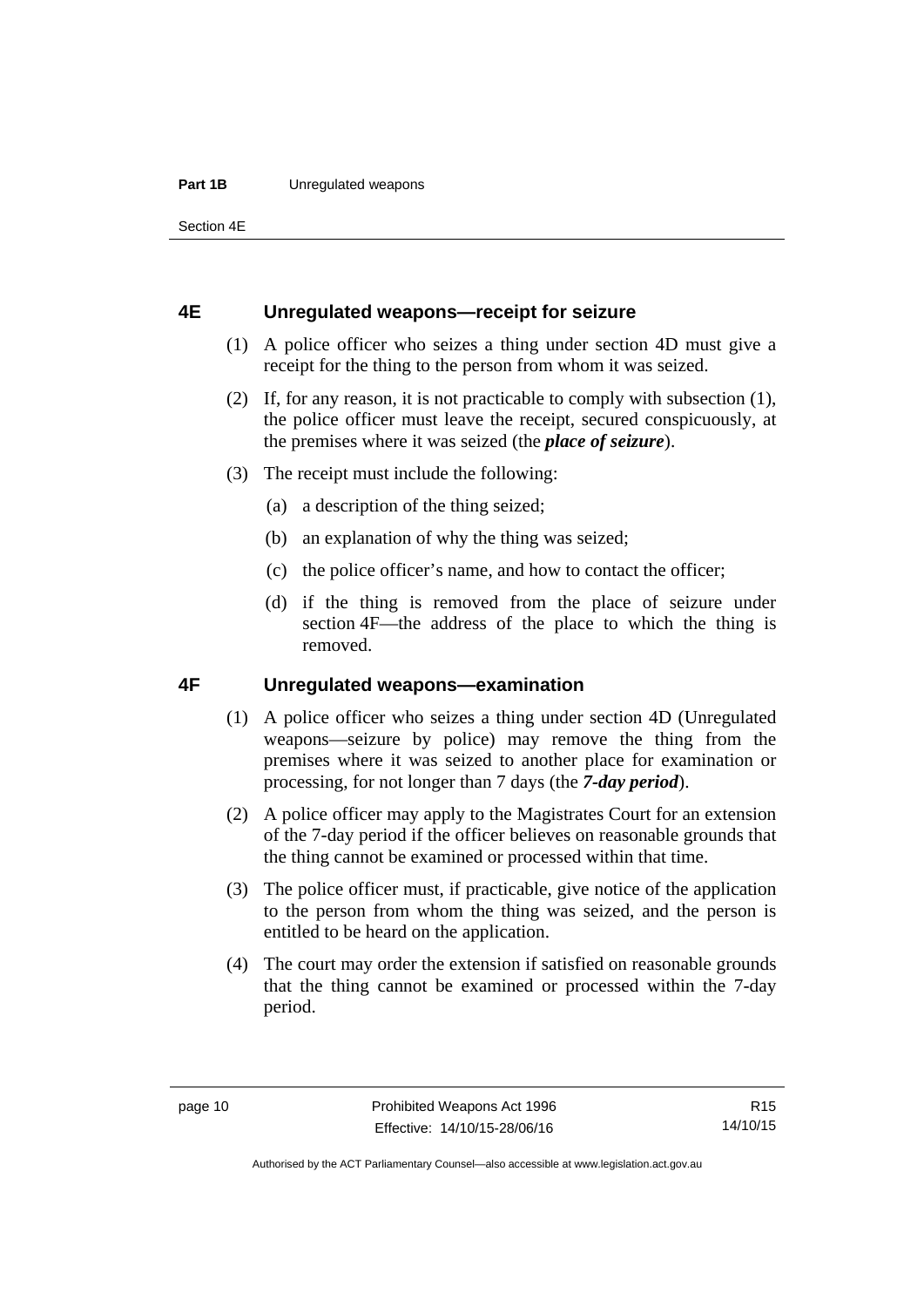### 4E Unregulated weapons—receipt for seizure

(1) A police officer who seizes a thing under section 4D must give a receipt for the thing to the person from whom it was seized.

(2) If, for any reason, it is not practicable to comply with subsection (1), the police officer must leave the receipt, secured conspicuously, at the premises where it was seized (the ***place of seizure***).

(3) The receipt must include the following:

- (a) a description of the thing seized;
- (b) an explanation of why the thing was seized;
- (c) the police officer's name, and how to contact the officer;
- (d) if the thing is removed from the place of seizure under section 4F—the address of the place to which the thing is removed.

### 4F Unregulated weapons—examination

(1) A police officer who seizes a thing under section 4D (Unregulated weapons—seizure by police) may remove the thing from the premises where it was seized to another place for examination or processing, for not longer than 7 days (the ***7-day period***).

(2) A police officer may apply to the Magistrates Court for an extension of the 7-day period if the officer believes on reasonable grounds that the thing cannot be examined or processed within that time.

(3) The police officer must, if practicable, give notice of the application to the person from whom the thing was seized, and the person is entitled to be heard on the application.

(4) The court may order the extension if satisfied on reasonable grounds that the thing cannot be examined or processed within the 7-day period.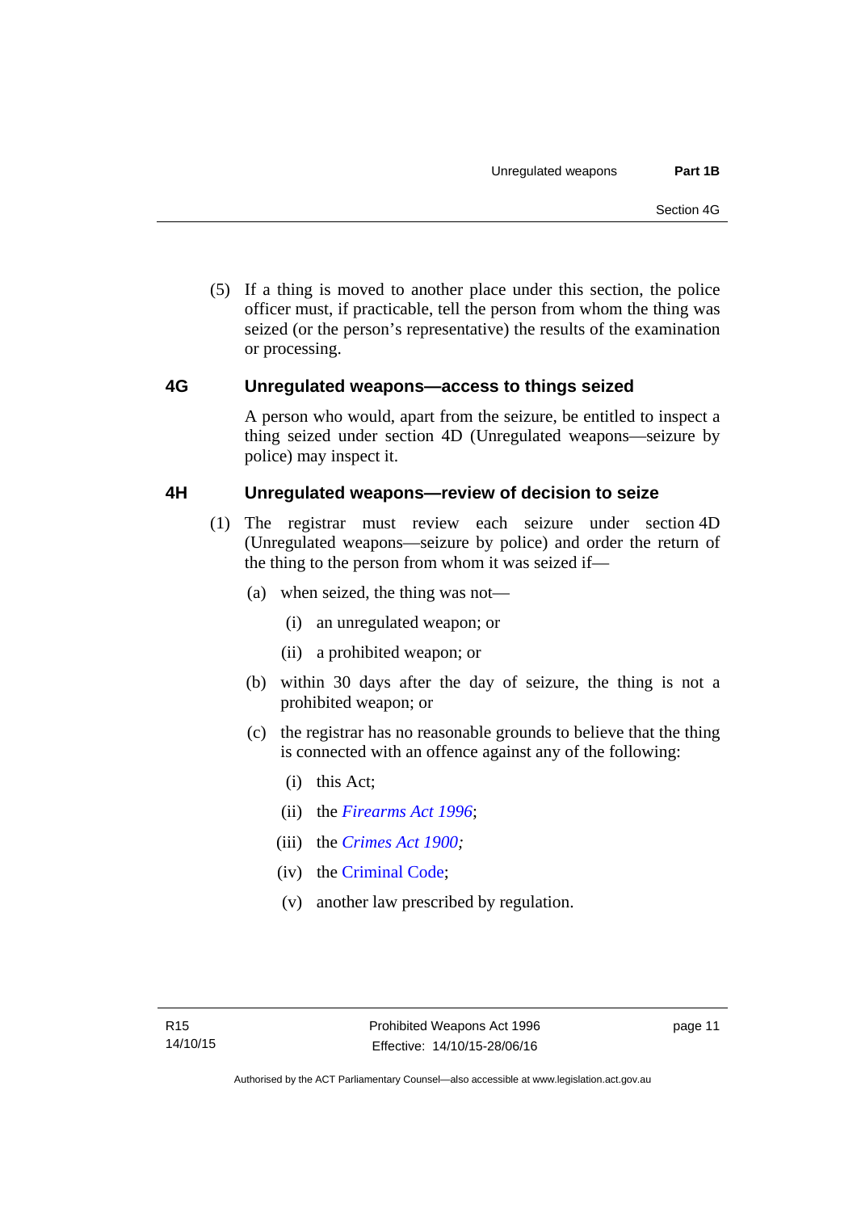(5) If a thing is moved to another place under this section, the police officer must, if practicable, tell the person from whom the thing was seized (or the person's representative) the results of the examination or processing.

## 4G Unregulated weapons—access to things seized

A person who would, apart from the seizure, be entitled to inspect a thing seized under section 4D (Unregulated weapons—seizure by police) may inspect it.

## 4H Unregulated weapons—review of decision to seize

(1) The registrar must review each seizure under section 4D (Unregulated weapons—seizure by police) and order the return of the thing to the person from whom it was seized if—

(a) when seized, the thing was not—

(i) an unregulated weapon; or

(ii) a prohibited weapon; or

(b) within 30 days after the day of seizure, the thing is not a prohibited weapon; or

(c) the registrar has no reasonable grounds to believe that the thing is connected with an offence against any of the following:

(i) this Act;

(ii) the *Firearms Act 1996*;

(iii) the *Crimes Act 1900;*

(iv) the Criminal Code;

(v) another law prescribed by regulation.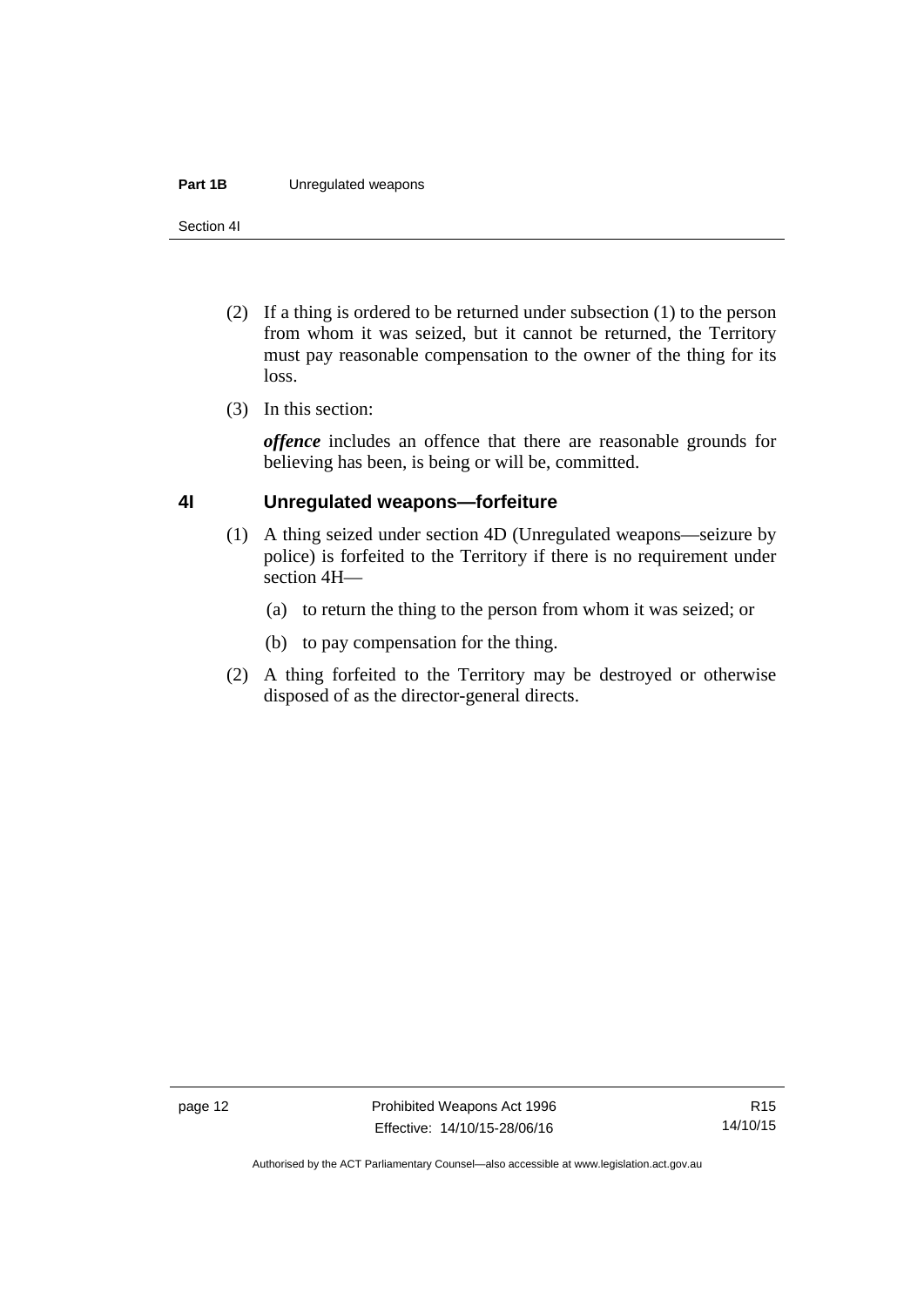(2) If a thing is ordered to be returned under subsection (1) to the person from whom it was seized, but it cannot be returned, the Territory must pay reasonable compensation to the owner of the thing for its loss.

(3) In this section:

***offence*** includes an offence that there are reasonable grounds for believing has been, is being or will be, committed.

## 4I Unregulated weapons—forfeiture

(1) A thing seized under section 4D (Unregulated weapons—seizure by police) is forfeited to the Territory if there is no requirement under section 4H—

(a) to return the thing to the person from whom it was seized; or

(b) to pay compensation for the thing.

(2) A thing forfeited to the Territory may be destroyed or otherwise disposed of as the director-general directs.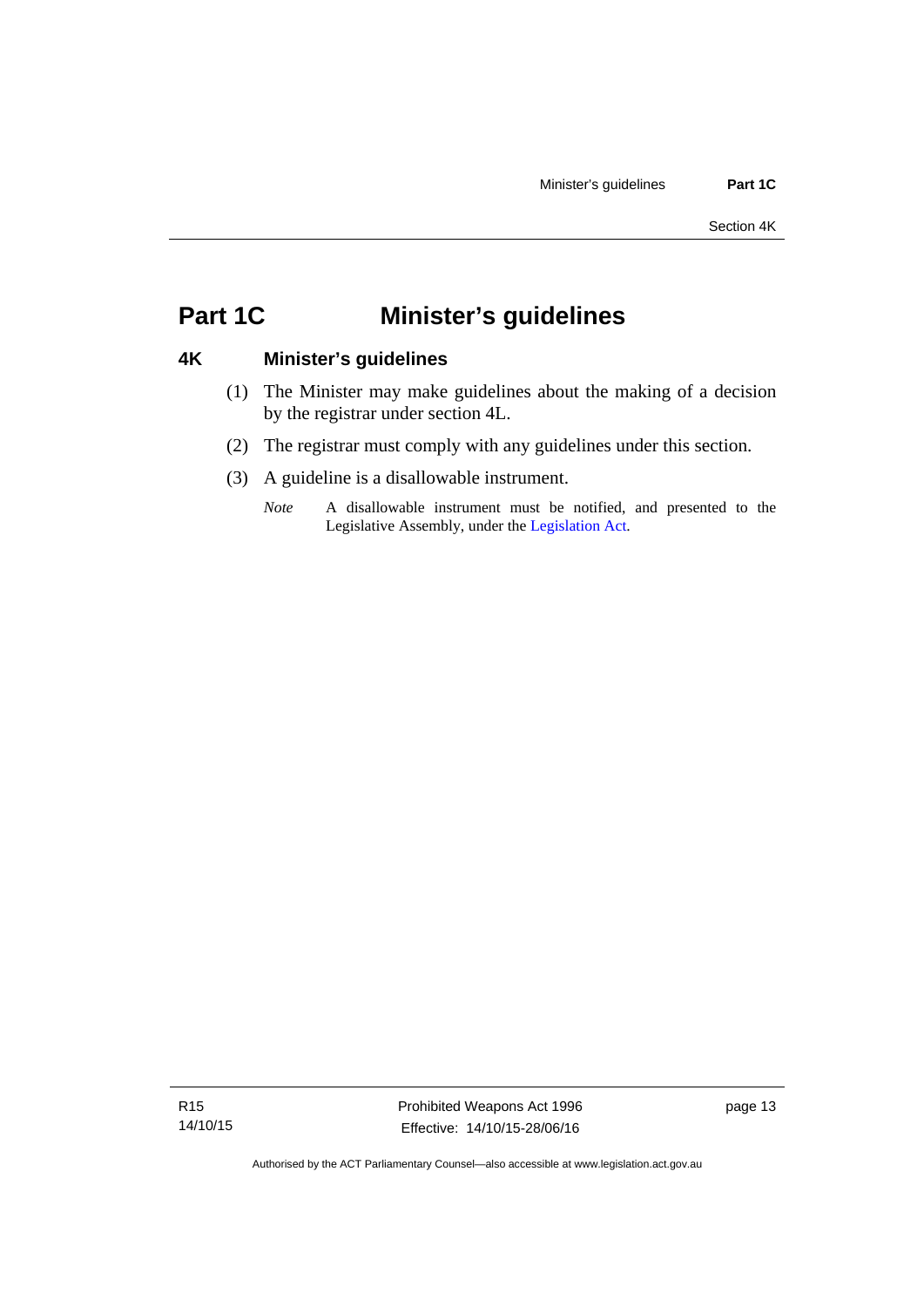# Part 1C Minister's guidelines

## 4K Minister's guidelines

(1) The Minister may make guidelines about the making of a decision by the registrar under section 4L.

(2) The registrar must comply with any guidelines under this section.

(3) A guideline is a disallowable instrument.

*Note* A disallowable instrument must be notified, and presented to the Legislative Assembly, under the Legislation Act.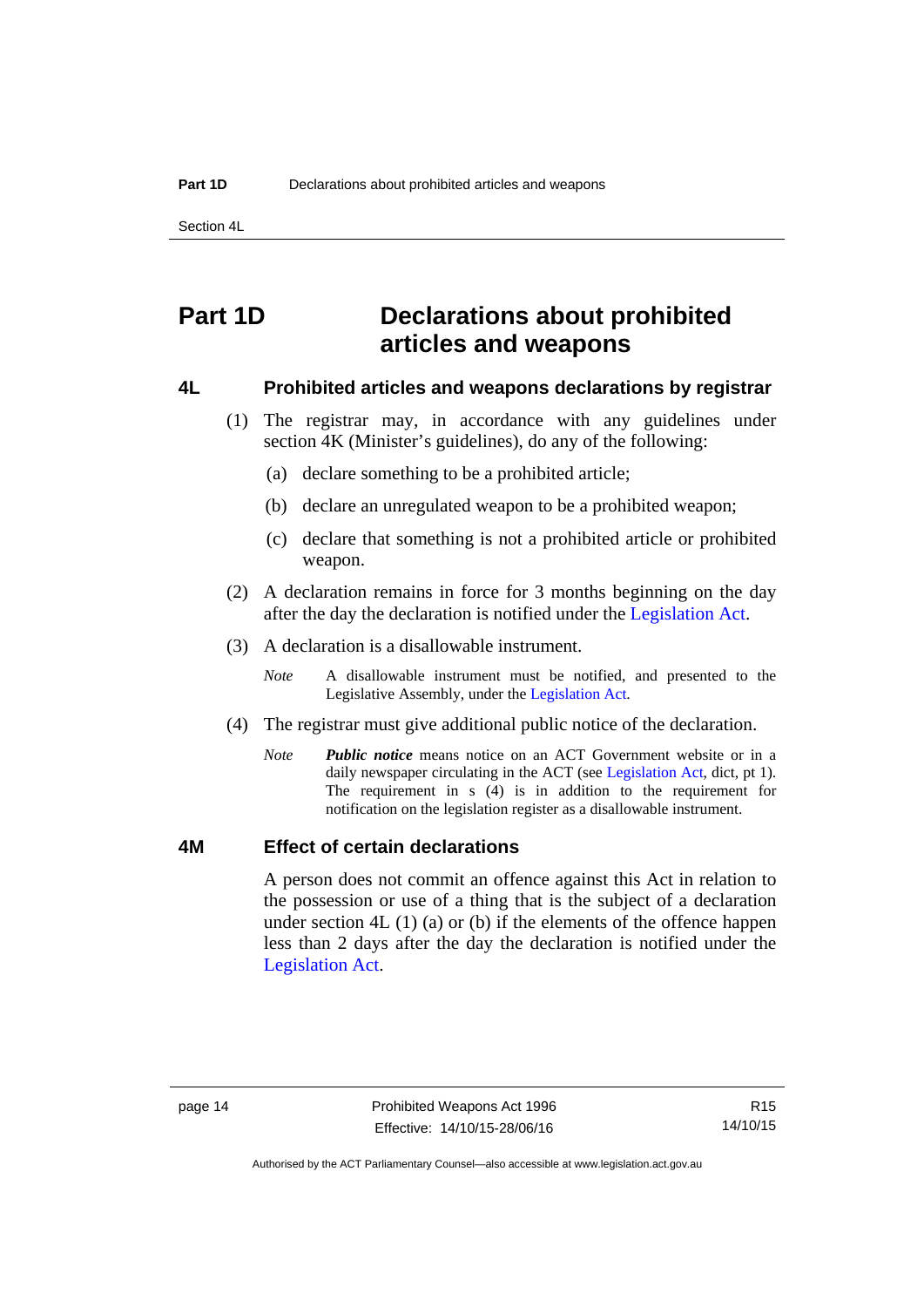# Part 1D Declarations about prohibited articles and weapons

## 4L Prohibited articles and weapons declarations by registrar

(1) The registrar may, in accordance with any guidelines under section 4K (Minister's guidelines), do any of the following:

(a) declare something to be a prohibited article;

(b) declare an unregulated weapon to be a prohibited weapon;

(c) declare that something is not a prohibited article or prohibited weapon.

(2) A declaration remains in force for 3 months beginning on the day after the day the declaration is notified under the Legislation Act.

(3) A declaration is a disallowable instrument.

*Note* A disallowable instrument must be notified, and presented to the Legislative Assembly, under the Legislation Act.

(4) The registrar must give additional public notice of the declaration.

*Note* ***Public notice*** means notice on an ACT Government website or in a daily newspaper circulating in the ACT (see Legislation Act, dict, pt 1). The requirement in s (4) is in addition to the requirement for notification on the legislation register as a disallowable instrument.

## 4M Effect of certain declarations

A person does not commit an offence against this Act in relation to the possession or use of a thing that is the subject of a declaration under section 4L (1) (a) or (b) if the elements of the offence happen less than 2 days after the day the declaration is notified under the Legislation Act.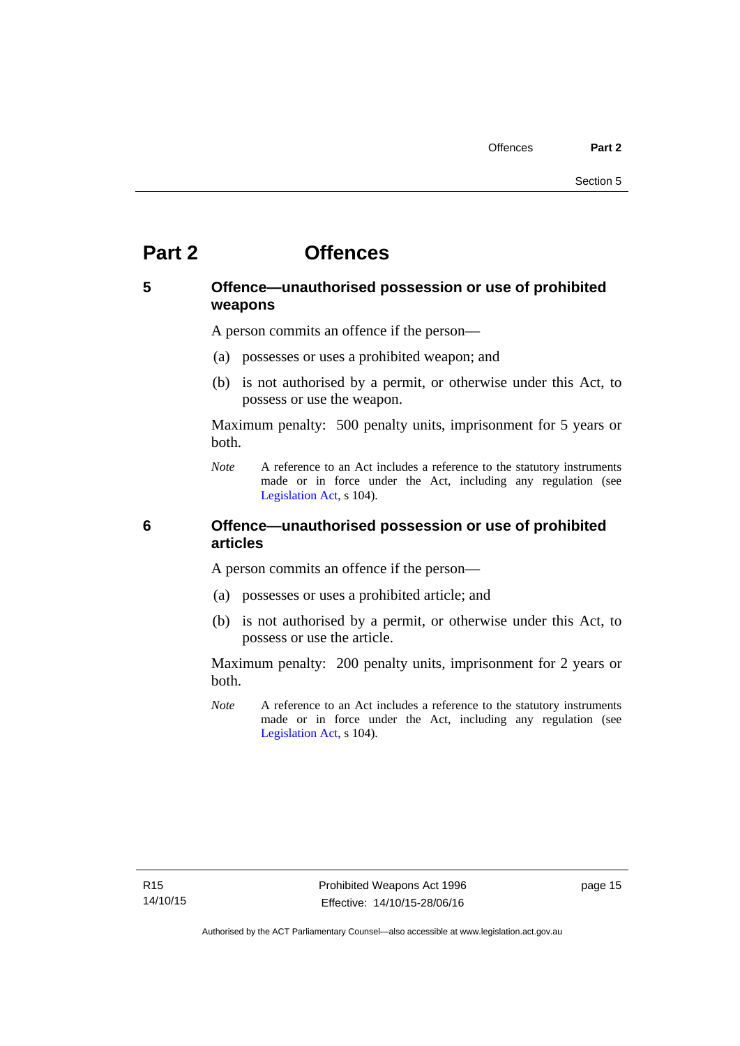# Part 2 Offences

## 5 Offence—unauthorised possession or use of prohibited weapons

A person commits an offence if the person—

(a) possesses or uses a prohibited weapon; and

(b) is not authorised by a permit, or otherwise under this Act, to possess or use the weapon.

Maximum penalty: 500 penalty units, imprisonment for 5 years or both.

*Note* A reference to an Act includes a reference to the statutory instruments made or in force under the Act, including any regulation (see Legislation Act, s 104).

## 6 Offence—unauthorised possession or use of prohibited articles

A person commits an offence if the person—

(a) possesses or uses a prohibited article; and

(b) is not authorised by a permit, or otherwise under this Act, to possess or use the article.

Maximum penalty: 200 penalty units, imprisonment for 2 years or both.

*Note* A reference to an Act includes a reference to the statutory instruments made or in force under the Act, including any regulation (see Legislation Act, s 104).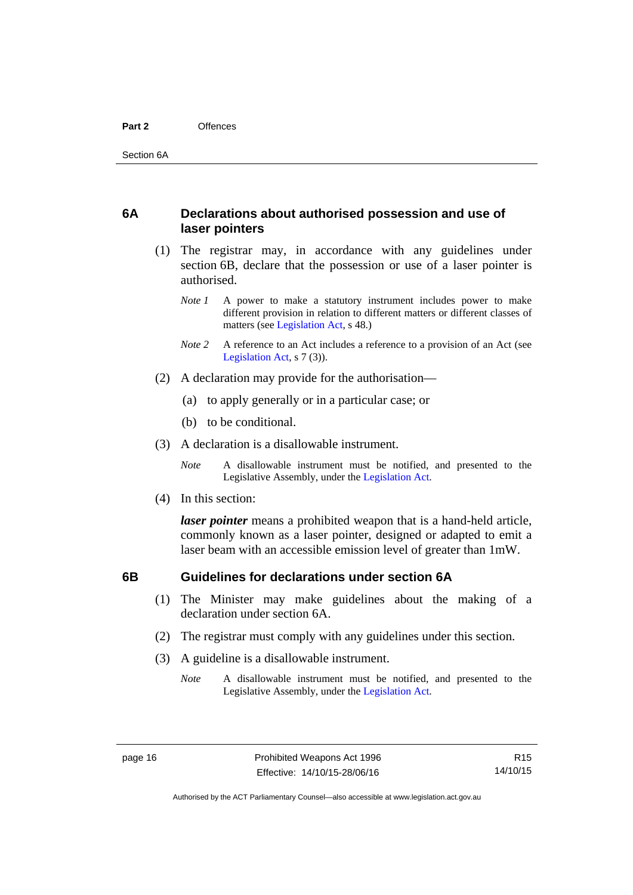## 6A Declarations about authorised possession and use of laser pointers

(1) The registrar may, in accordance with any guidelines under section 6B, declare that the possession or use of a laser pointer is authorised.

*Note 1* A power to make a statutory instrument includes power to make different provision in relation to different matters or different classes of matters (see Legislation Act, s 48.)

*Note 2* A reference to an Act includes a reference to a provision of an Act (see Legislation Act, s 7 (3)).

(2) A declaration may provide for the authorisation—

(a) to apply generally or in a particular case; or

(b) to be conditional.

(3) A declaration is a disallowable instrument.

*Note* A disallowable instrument must be notified, and presented to the Legislative Assembly, under the Legislation Act.

(4) In this section:

***laser pointer*** means a prohibited weapon that is a hand-held article, commonly known as a laser pointer, designed or adapted to emit a laser beam with an accessible emission level of greater than 1mW.

## 6B Guidelines for declarations under section 6A

(1) The Minister may make guidelines about the making of a declaration under section 6A.

(2) The registrar must comply with any guidelines under this section.

(3) A guideline is a disallowable instrument.

*Note* A disallowable instrument must be notified, and presented to the Legislative Assembly, under the Legislation Act.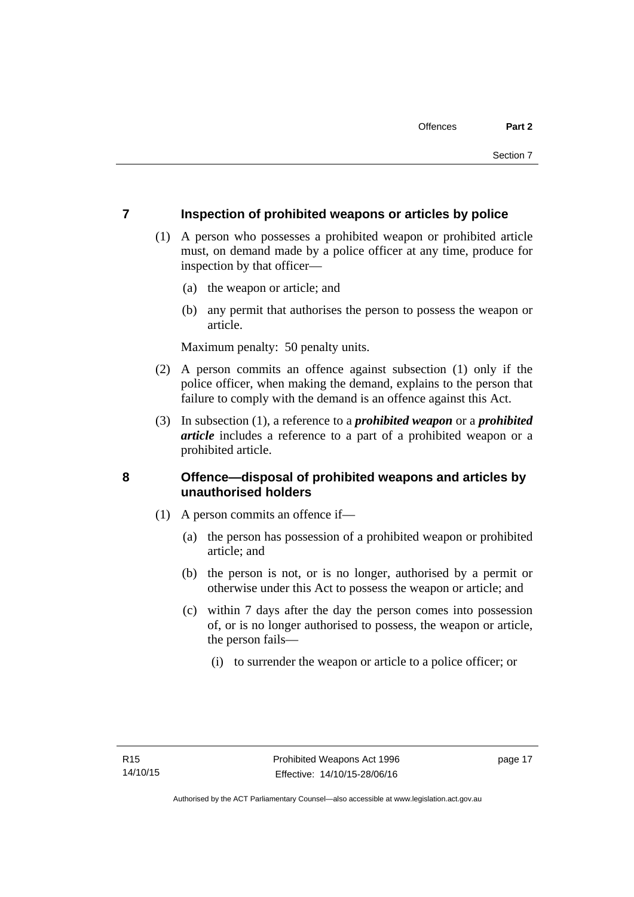## 7 Inspection of prohibited weapons or articles by police

(1) A person who possesses a prohibited weapon or prohibited article must, on demand made by a police officer at any time, produce for inspection by that officer—

(a) the weapon or article; and

(b) any permit that authorises the person to possess the weapon or article.

Maximum penalty: 50 penalty units.

(2) A person commits an offence against subsection (1) only if the police officer, when making the demand, explains to the person that failure to comply with the demand is an offence against this Act.

(3) In subsection (1), a reference to a ***prohibited weapon*** or a ***prohibited article*** includes a reference to a part of a prohibited weapon or a prohibited article.

## 8 Offence—disposal of prohibited weapons and articles by unauthorised holders

(1) A person commits an offence if—

(a) the person has possession of a prohibited weapon or prohibited article; and

(b) the person is not, or is no longer, authorised by a permit or otherwise under this Act to possess the weapon or article; and

(c) within 7 days after the day the person comes into possession of, or is no longer authorised to possess, the weapon or article, the person fails—

(i) to surrender the weapon or article to a police officer; or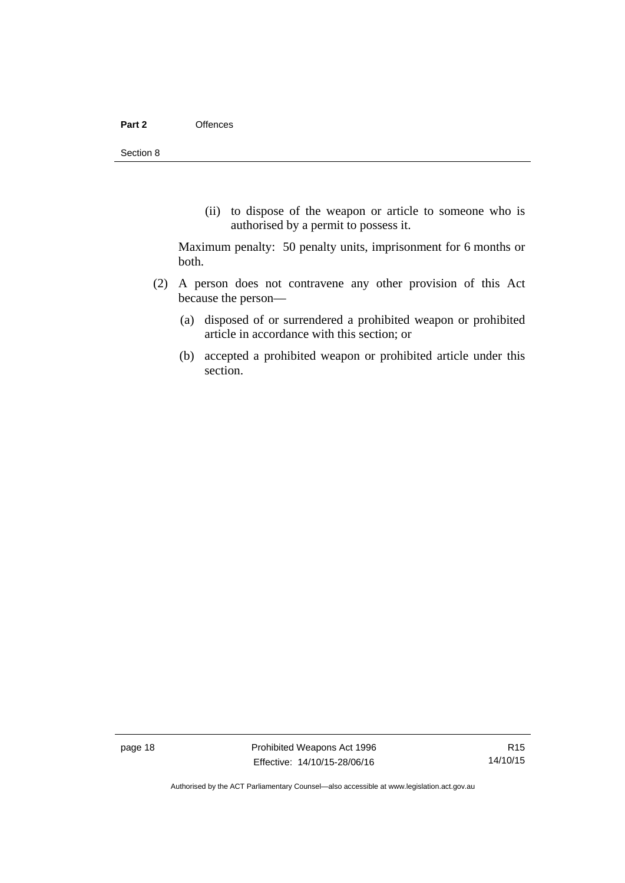(ii) to dispose of the weapon or article to someone who is authorised by a permit to possess it.

Maximum penalty: 50 penalty units, imprisonment for 6 months or both.

(2) A person does not contravene any other provision of this Act because the person—

(a) disposed of or surrendered a prohibited weapon or prohibited article in accordance with this section; or

(b) accepted a prohibited weapon or prohibited article under this section.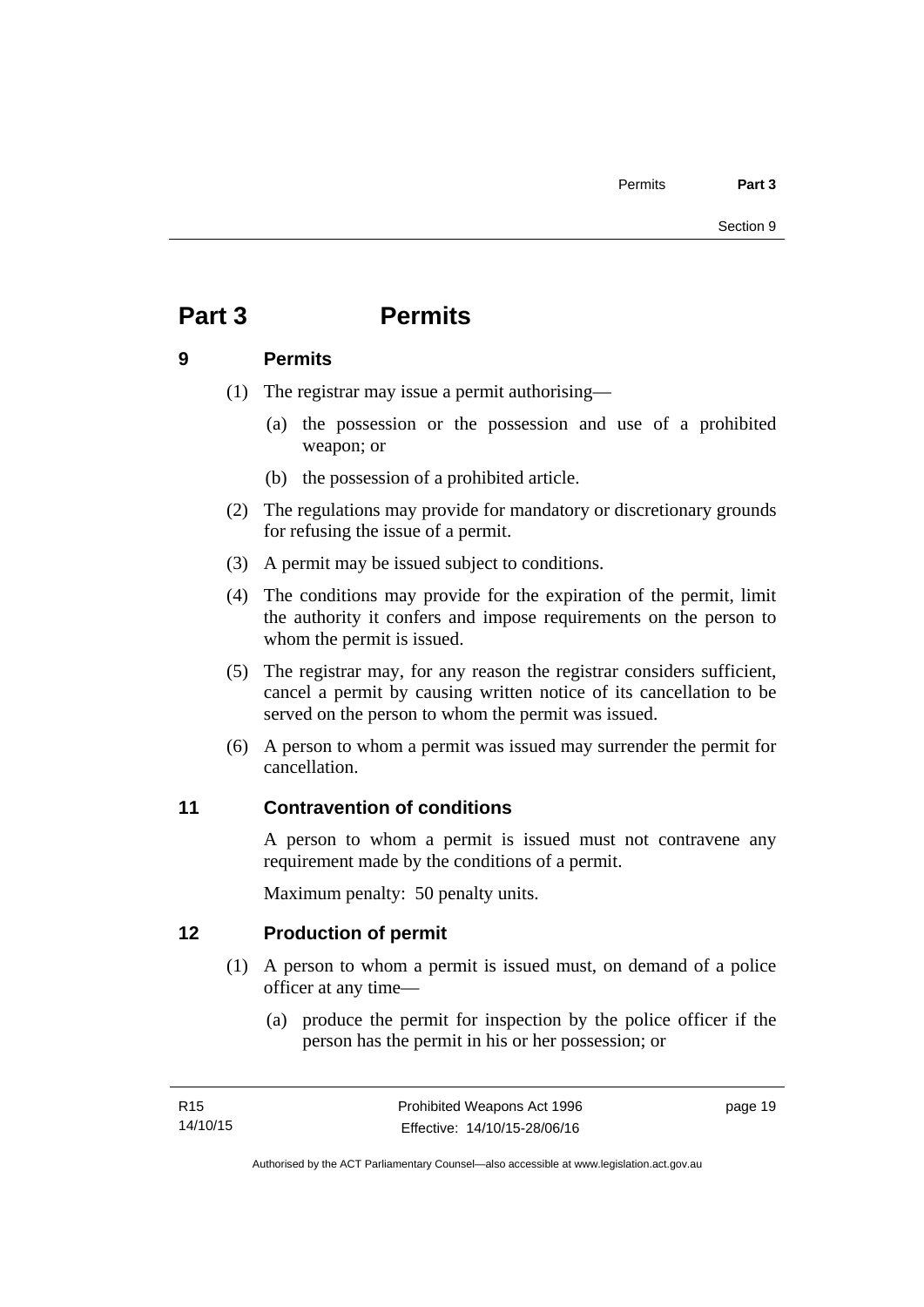# Part 3 Permits

## 9 Permits

(1) The registrar may issue a permit authorising—

(a) the possession or the possession and use of a prohibited weapon; or

(b) the possession of a prohibited article.

(2) The regulations may provide for mandatory or discretionary grounds for refusing the issue of a permit.

(3) A permit may be issued subject to conditions.

(4) The conditions may provide for the expiration of the permit, limit the authority it confers and impose requirements on the person to whom the permit is issued.

(5) The registrar may, for any reason the registrar considers sufficient, cancel a permit by causing written notice of its cancellation to be served on the person to whom the permit was issued.

(6) A person to whom a permit was issued may surrender the permit for cancellation.

## 11 Contravention of conditions

A person to whom a permit is issued must not contravene any requirement made by the conditions of a permit.

Maximum penalty: 50 penalty units.

## 12 Production of permit

(1) A person to whom a permit is issued must, on demand of a police officer at any time—

(a) produce the permit for inspection by the police officer if the person has the permit in his or her possession; or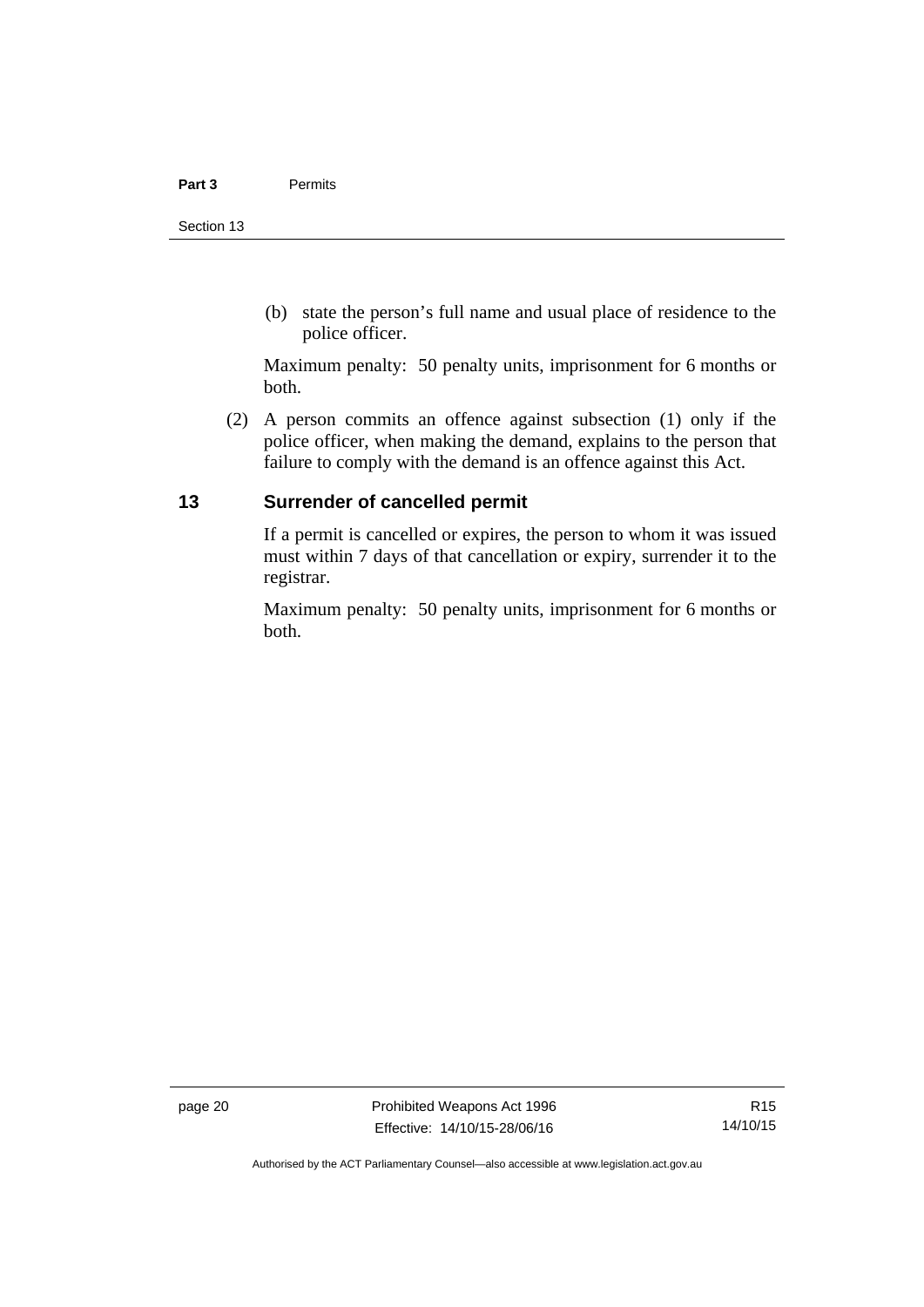(b) state the person's full name and usual place of residence to the police officer.

Maximum penalty: 50 penalty units, imprisonment for 6 months or both.

(2) A person commits an offence against subsection (1) only if the police officer, when making the demand, explains to the person that failure to comply with the demand is an offence against this Act.

## 13 Surrender of cancelled permit

If a permit is cancelled or expires, the person to whom it was issued must within 7 days of that cancellation or expiry, surrender it to the registrar.

Maximum penalty: 50 penalty units, imprisonment for 6 months or both.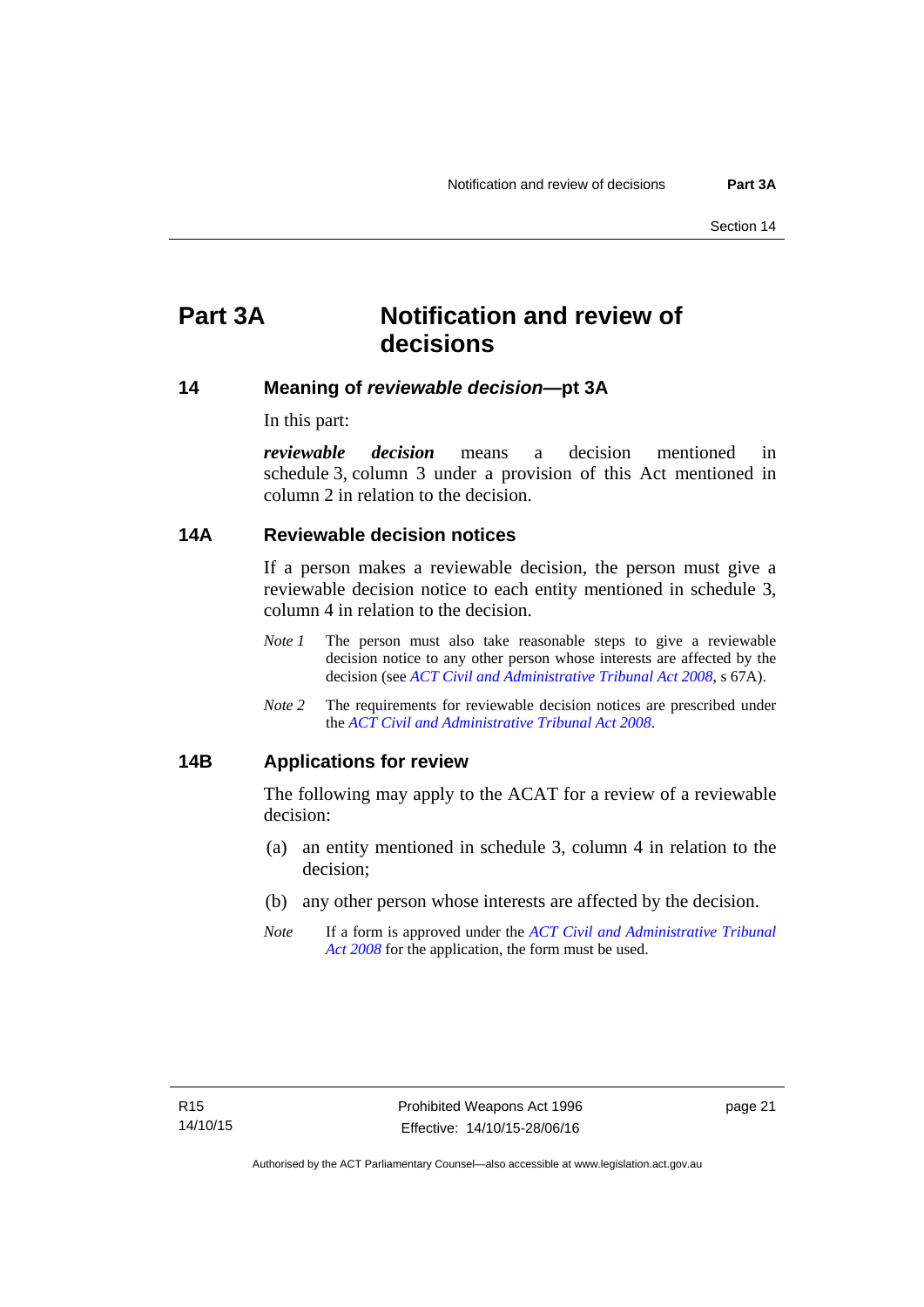# Part 3A Notification and review of decisions

## 14 Meaning of *reviewable decision*—pt 3A

In this part:

***reviewable decision*** means a decision mentioned in schedule 3, column 3 under a provision of this Act mentioned in column 2 in relation to the decision.

## 14A Reviewable decision notices

If a person makes a reviewable decision, the person must give a reviewable decision notice to each entity mentioned in schedule 3, column 4 in relation to the decision.

*Note 1* The person must also take reasonable steps to give a reviewable decision notice to any other person whose interests are affected by the decision (see *ACT Civil and Administrative Tribunal Act 2008*, s 67A).

*Note 2* The requirements for reviewable decision notices are prescribed under the *ACT Civil and Administrative Tribunal Act 2008*.

## 14B Applications for review

The following may apply to the ACAT for a review of a reviewable decision:

(a) an entity mentioned in schedule 3, column 4 in relation to the decision;

(b) any other person whose interests are affected by the decision.

*Note* If a form is approved under the *ACT Civil and Administrative Tribunal Act 2008* for the application, the form must be used.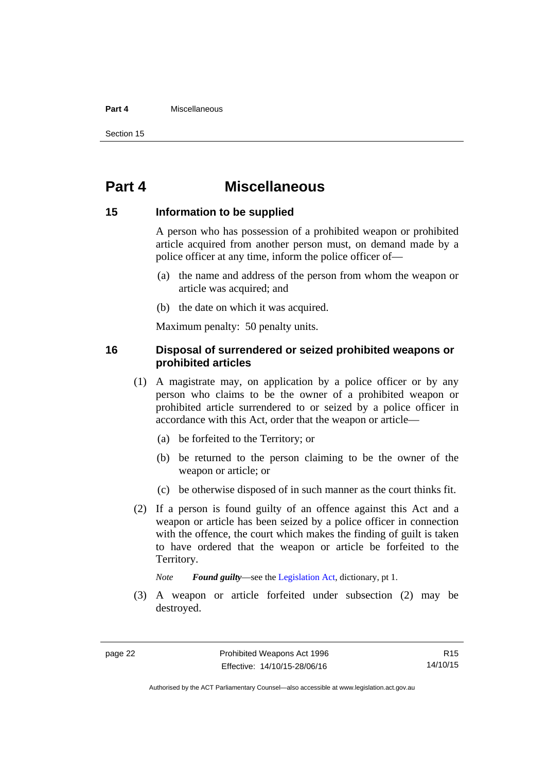# Part 4 Miscellaneous

## 15 Information to be supplied

A person who has possession of a prohibited weapon or prohibited article acquired from another person must, on demand made by a police officer at any time, inform the police officer of—

(a) the name and address of the person from whom the weapon or article was acquired; and

(b) the date on which it was acquired.

Maximum penalty: 50 penalty units.

## 16 Disposal of surrendered or seized prohibited weapons or prohibited articles

(1) A magistrate may, on application by a police officer or by any person who claims to be the owner of a prohibited weapon or prohibited article surrendered to or seized by a police officer in accordance with this Act, order that the weapon or article—

(a) be forfeited to the Territory; or

(b) be returned to the person claiming to be the owner of the weapon or article; or

(c) be otherwise disposed of in such manner as the court thinks fit.

(2) If a person is found guilty of an offence against this Act and a weapon or article has been seized by a police officer in connection with the offence, the court which makes the finding of guilt is taken to have ordered that the weapon or article be forfeited to the Territory.

*Note* ***Found guilty***—see the Legislation Act, dictionary, pt 1.

(3) A weapon or article forfeited under subsection (2) may be destroyed.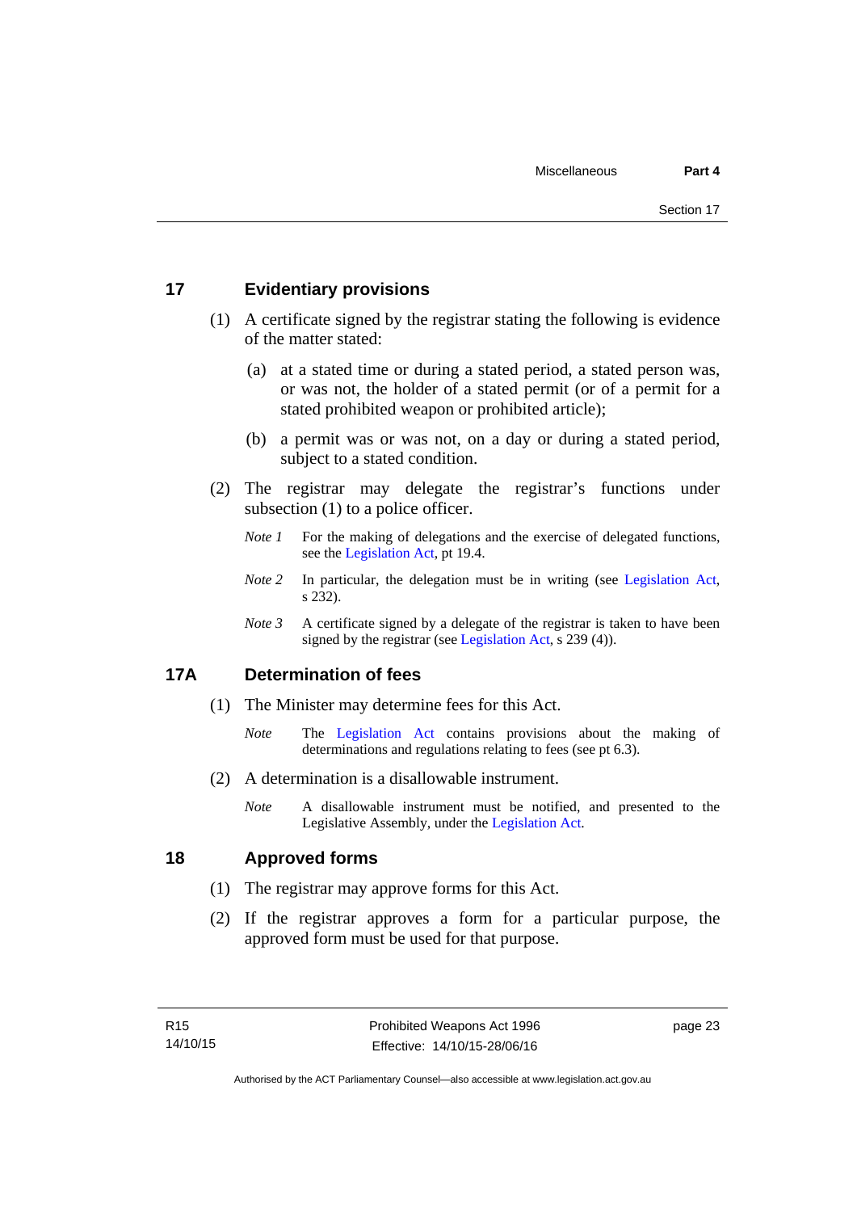## 17 Evidentiary provisions

(1) A certificate signed by the registrar stating the following is evidence of the matter stated:

(a) at a stated time or during a stated period, a stated person was, or was not, the holder of a stated permit (or of a permit for a stated prohibited weapon or prohibited article);

(b) a permit was or was not, on a day or during a stated period, subject to a stated condition.

(2) The registrar may delegate the registrar's functions under subsection (1) to a police officer.

*Note 1* For the making of delegations and the exercise of delegated functions, see the Legislation Act, pt 19.4.

*Note 2* In particular, the delegation must be in writing (see Legislation Act, s 232).

*Note 3* A certificate signed by a delegate of the registrar is taken to have been signed by the registrar (see Legislation Act, s 239 (4)).

## 17A Determination of fees

(1) The Minister may determine fees for this Act.

*Note* The Legislation Act contains provisions about the making of determinations and regulations relating to fees (see pt 6.3).

(2) A determination is a disallowable instrument.

*Note* A disallowable instrument must be notified, and presented to the Legislative Assembly, under the Legislation Act.

## 18 Approved forms

(1) The registrar may approve forms for this Act.

(2) If the registrar approves a form for a particular purpose, the approved form must be used for that purpose.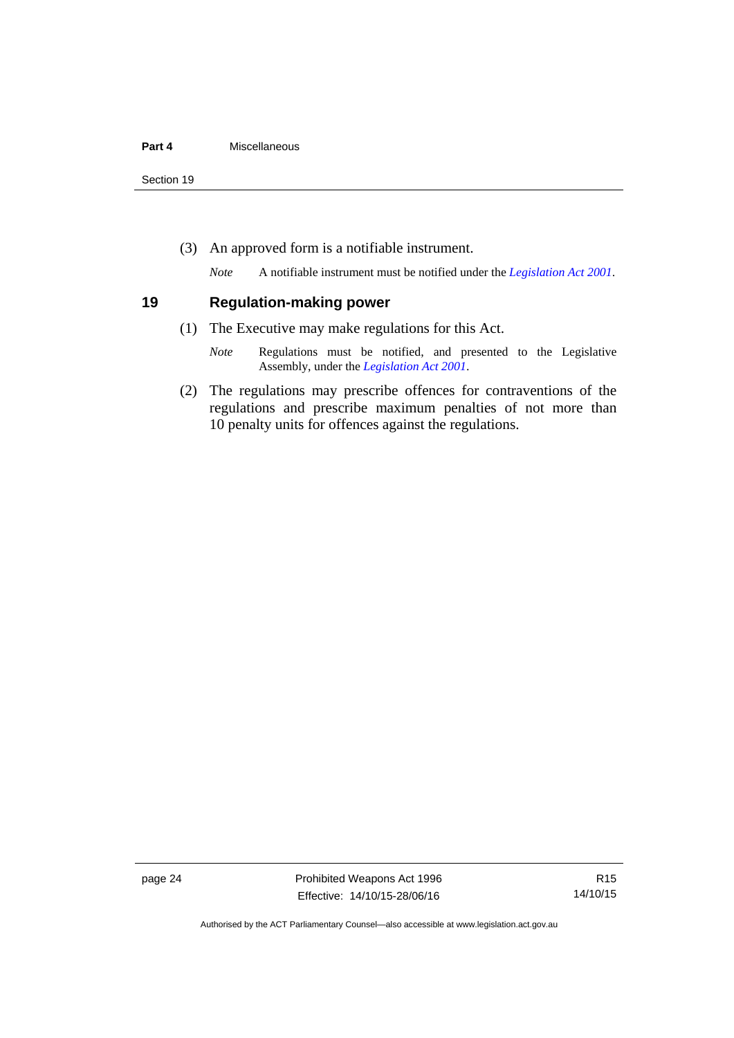(3) An approved form is a notifiable instrument.

*Note* A notifiable instrument must be notified under the *Legislation Act 2001*.

## 19 Regulation-making power

(1) The Executive may make regulations for this Act.

*Note* Regulations must be notified, and presented to the Legislative Assembly, under the *Legislation Act 2001*.

(2) The regulations may prescribe offences for contraventions of the regulations and prescribe maximum penalties of not more than 10 penalty units for offences against the regulations.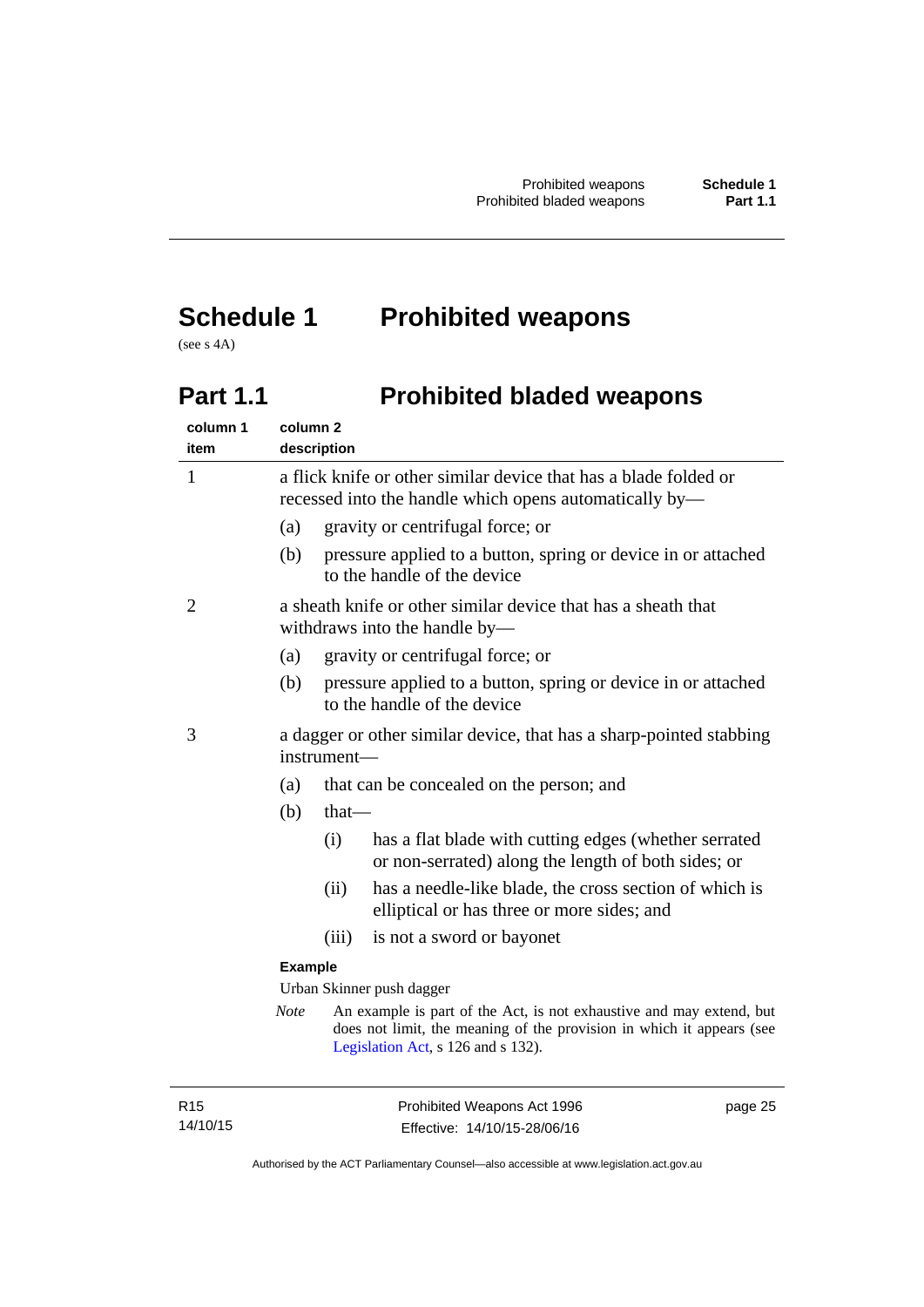# Schedule 1 Prohibited weapons

(see s 4A)

## Part 1.1 Prohibited bladed weapons

| column 1 item | column 2 description |
|---|---|
| 1 | a flick knife or other similar device that has a blade folded or recessed into the handle which opens automatically by—<br>(a) gravity or centrifugal force; or<br>(b) pressure applied to a button, spring or device in or attached to the handle of the device |
| 2 | a sheath knife or other similar device that has a sheath that withdraws into the handle by—<br>(a) gravity or centrifugal force; or<br>(b) pressure applied to a button, spring or device in or attached to the handle of the device |
| 3 | a dagger or other similar device, that has a sharp-pointed stabbing instrument—<br>(a) that can be concealed on the person; and<br>(b) that—<br>(i) has a flat blade with cutting edges (whether serrated or non-serrated) along the length of both sides; or<br>(ii) has a needle-like blade, the cross section of which is elliptical or has three or more sides; and<br>(iii) is not a sword or bayonet<br>**Example**<br>Urban Skinner push dagger<br>*Note* An example is part of the Act, is not exhaustive and may extend, but does not limit, the meaning of the provision in which it appears (see Legislation Act, s 126 and s 132). |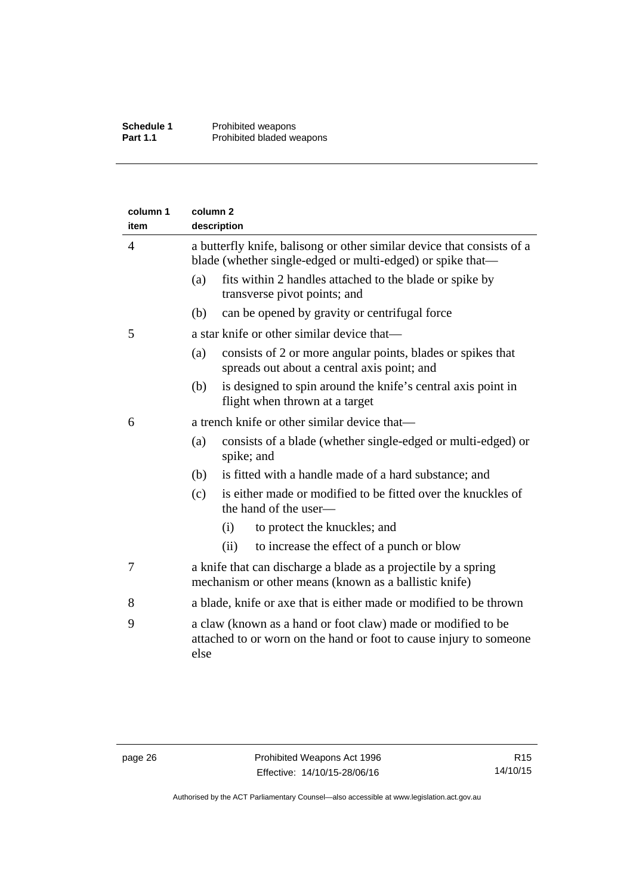| column 1 item | column 2 description |
|---|---|
| 4 | a butterfly knife, balisong or other similar device that consists of a blade (whether single-edged or multi-edged) or spike that—<br>(a) fits within 2 handles attached to the blade or spike by transverse pivot points; and<br>(b) can be opened by gravity or centrifugal force |
| 5 | a star knife or other similar device that—<br>(a) consists of 2 or more angular points, blades or spikes that spreads out about a central axis point; and<br>(b) is designed to spin around the knife's central axis point in flight when thrown at a target |
| 6 | a trench knife or other similar device that—<br>(a) consists of a blade (whether single-edged or multi-edged) or spike; and<br>(b) is fitted with a handle made of a hard substance; and<br>(c) is either made or modified to be fitted over the knuckles of the hand of the user—<br>(i) to protect the knuckles; and<br>(ii) to increase the effect of a punch or blow |
| 7 | a knife that can discharge a blade as a projectile by a spring mechanism or other means (known as a ballistic knife) |
| 8 | a blade, knife or axe that is either made or modified to be thrown |
| 9 | a claw (known as a hand or foot claw) made or modified to be attached to or worn on the hand or foot to cause injury to someone else |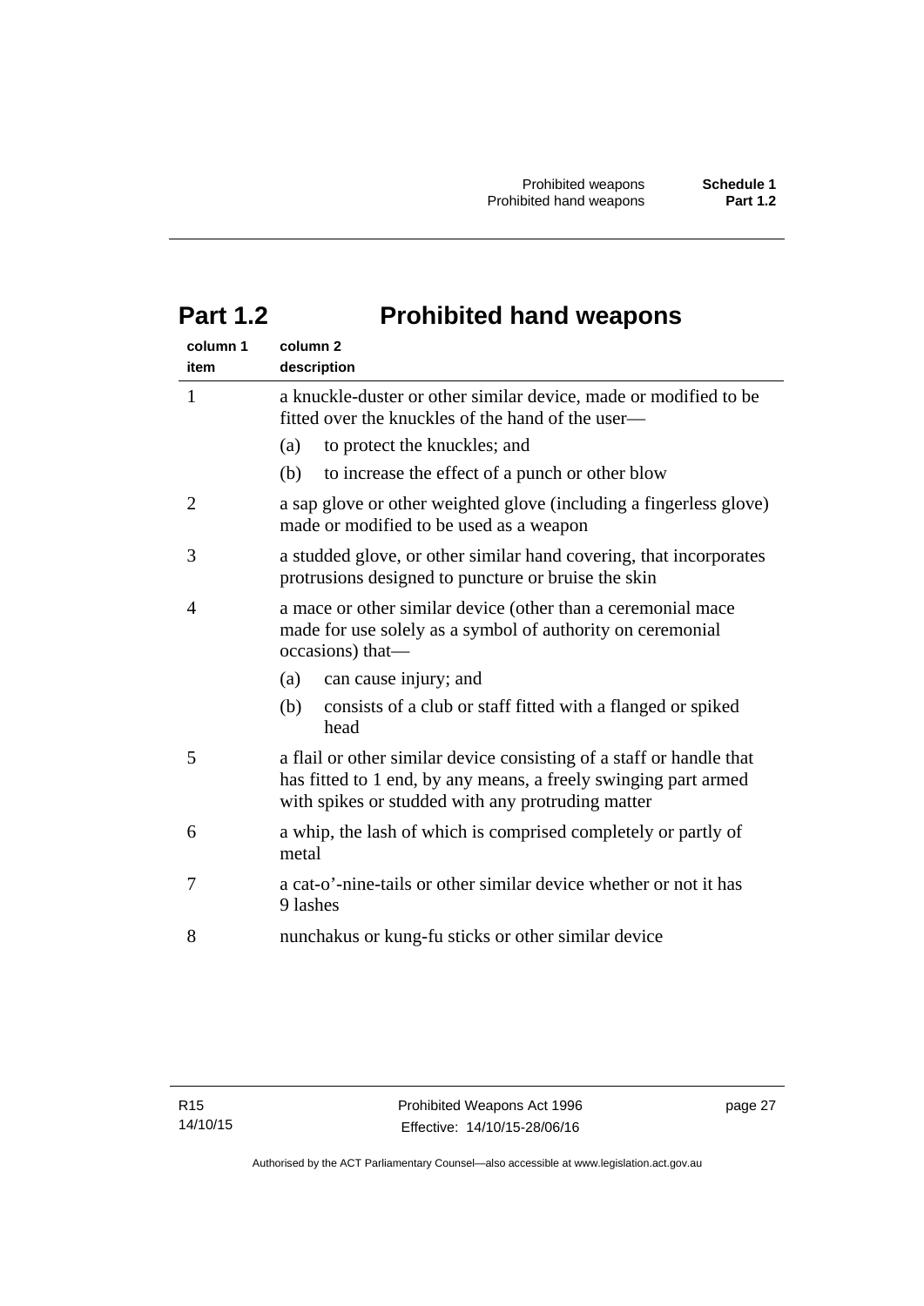## Part 1.2 Prohibited hand weapons

| column 1 item | column 2 description |
|---|---|
| 1 | a knuckle-duster or other similar device, made or modified to be fitted over the knuckles of the hand of the user—<br>(a) to protect the knuckles; and<br>(b) to increase the effect of a punch or other blow |
| 2 | a sap glove or other weighted glove (including a fingerless glove) made or modified to be used as a weapon |
| 3 | a studded glove, or other similar hand covering, that incorporates protrusions designed to puncture or bruise the skin |
| 4 | a mace or other similar device (other than a ceremonial mace made for use solely as a symbol of authority on ceremonial occasions) that—<br>(a) can cause injury; and<br>(b) consists of a club or staff fitted with a flanged or spiked head |
| 5 | a flail or other similar device consisting of a staff or handle that has fitted to 1 end, by any means, a freely swinging part armed with spikes or studded with any protruding matter |
| 6 | a whip, the lash of which is comprised completely or partly of metal |
| 7 | a cat-o'-nine-tails or other similar device whether or not it has 9 lashes |
| 8 | nunchakus or kung-fu sticks or other similar device |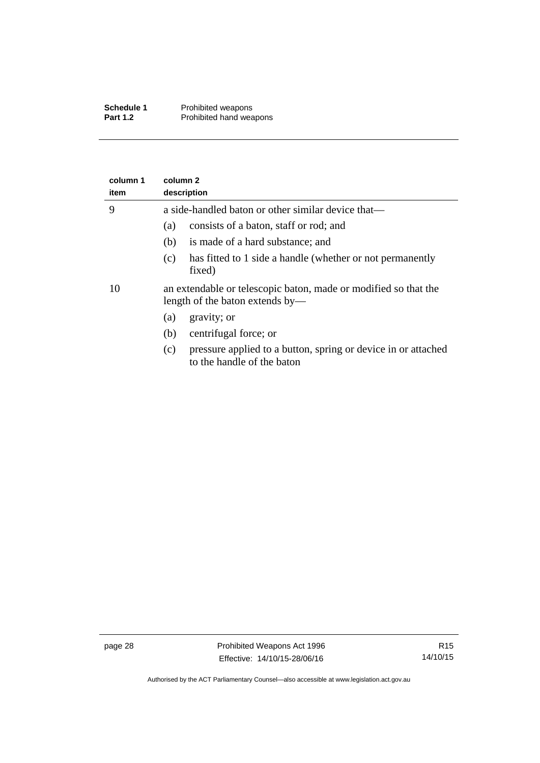| column 1 item | column 2 description |
|---|---|
| 9 | a side-handled baton or other similar device that—<br>(a) consists of a baton, staff or rod; and<br>(b) is made of a hard substance; and<br>(c) has fitted to 1 side a handle (whether or not permanently fixed) |
| 10 | an extendable or telescopic baton, made or modified so that the length of the baton extends by—<br>(a) gravity; or<br>(b) centrifugal force; or<br>(c) pressure applied to a button, spring or device in or attached to the handle of the baton |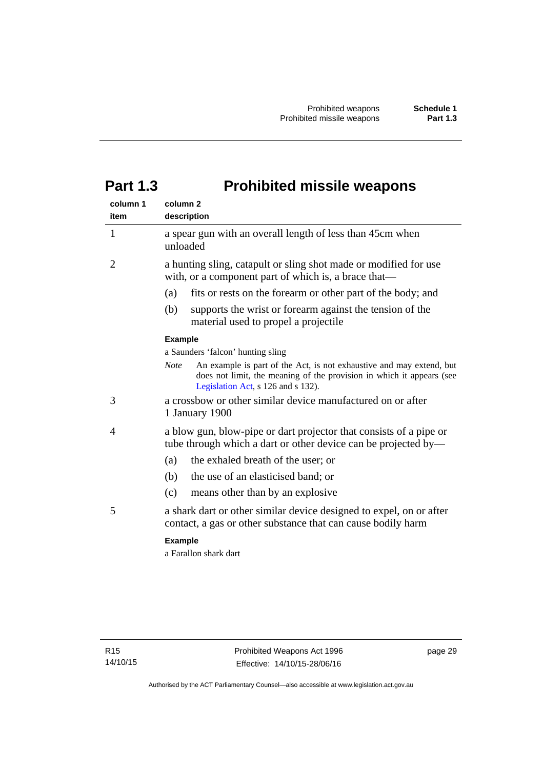# Part 1.3 Prohibited missile weapons

| column 1 item | column 2 description |
|---|---|
| 1 | a spear gun with an overall length of less than 45cm when unloaded |
| 2 | a hunting sling, catapult or sling shot made or modified for use with, or a component part of which is, a brace that—<br>(a) fits or rests on the forearm or other part of the body; and<br>(b) supports the wrist or forearm against the tension of the material used to propel a projectile<br>**Example**<br>a Saunders 'falcon' hunting sling<br>*Note* An example is part of the Act, is not exhaustive and may extend, but does not limit, the meaning of the provision in which it appears (see Legislation Act, s 126 and s 132). |
| 3 | a crossbow or other similar device manufactured on or after 1 January 1900 |
| 4 | a blow gun, blow-pipe or dart projector that consists of a pipe or tube through which a dart or other device can be projected by—<br>(a) the exhaled breath of the user; or<br>(b) the use of an elasticised band; or<br>(c) means other than by an explosive |
| 5 | a shark dart or other similar device designed to expel, on or after contact, a gas or other substance that can cause bodily harm<br>**Example**<br>a Farallon shark dart |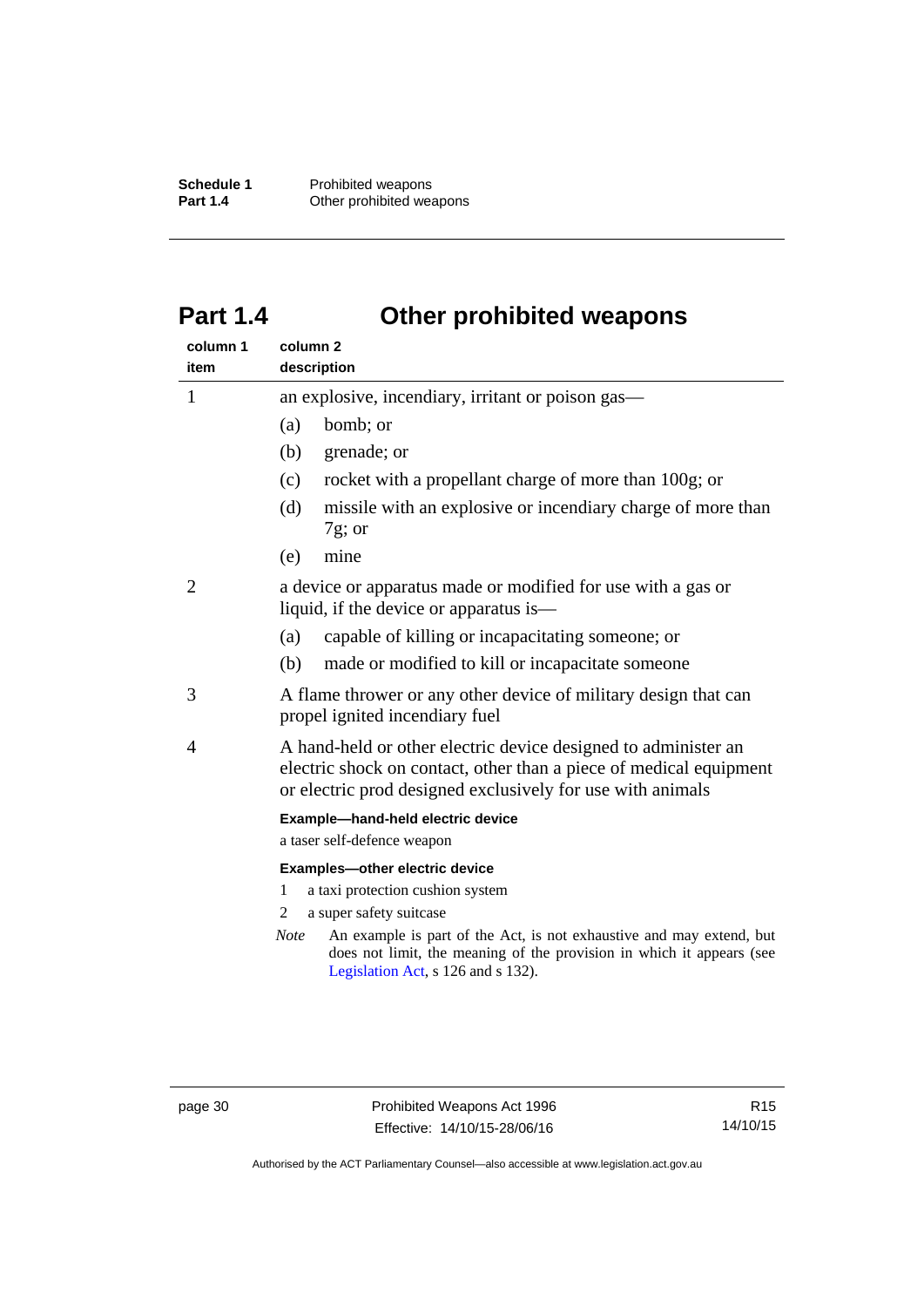# Part 1.4 Other prohibited weapons

| column 1 item | column 2 description |
|---|---|
| 1 | an explosive, incendiary, irritant or poison gas—<br>(a) bomb; or<br>(b) grenade; or<br>(c) rocket with a propellant charge of more than 100g; or<br>(d) missile with an explosive or incendiary charge of more than 7g; or<br>(e) mine |
| 2 | a device or apparatus made or modified for use with a gas or liquid, if the device or apparatus is—<br>(a) capable of killing or incapacitating someone; or<br>(b) made or modified to kill or incapacitate someone |
| 3 | A flame thrower or any other device of military design that can propel ignited incendiary fuel |
| 4 | A hand-held or other electric device designed to administer an electric shock on contact, other than a piece of medical equipment or electric prod designed exclusively for use with animals<br><br>**Example—hand-held electric device**<br>a taser self-defence weapon<br><br>**Examples—other electric device**<br>1 a taxi protection cushion system<br>2 a super safety suitcase<br><br>*Note* An example is part of the Act, is not exhaustive and may extend, but does not limit, the meaning of the provision in which it appears (see Legislation Act, s 126 and s 132). |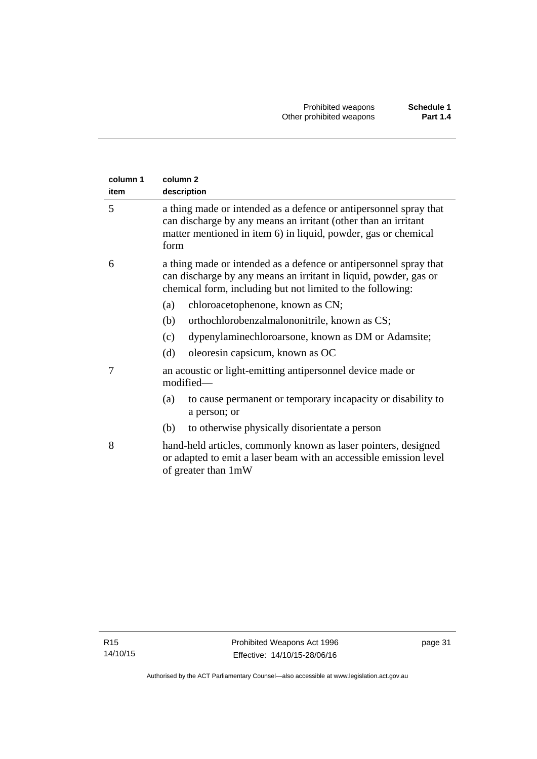| column 1 item | column 2 description |
|---|---|
| 5 | a thing made or intended as a defence or antipersonnel spray that can discharge by any means an irritant (other than an irritant matter mentioned in item 6) in liquid, powder, gas or chemical form |
| 6 | a thing made or intended as a defence or antipersonnel spray that can discharge by any means an irritant in liquid, powder, gas or chemical form, including but not limited to the following: |
| | (a) chloroacetophenone, known as CN; |
| | (b) orthochlorobenzalmalononitrile, known as CS; |
| | (c) dypenylaminechloroarsone, known as DM or Adamsite; |
| | (d) oleoresin capsicum, known as OC |
| 7 | an acoustic or light-emitting antipersonnel device made or modified— |
| | (a) to cause permanent or temporary incapacity or disability to a person; or |
| | (b) to otherwise physically disorientate a person |
| 8 | hand-held articles, commonly known as laser pointers, designed or adapted to emit a laser beam with an accessible emission level of greater than 1mW |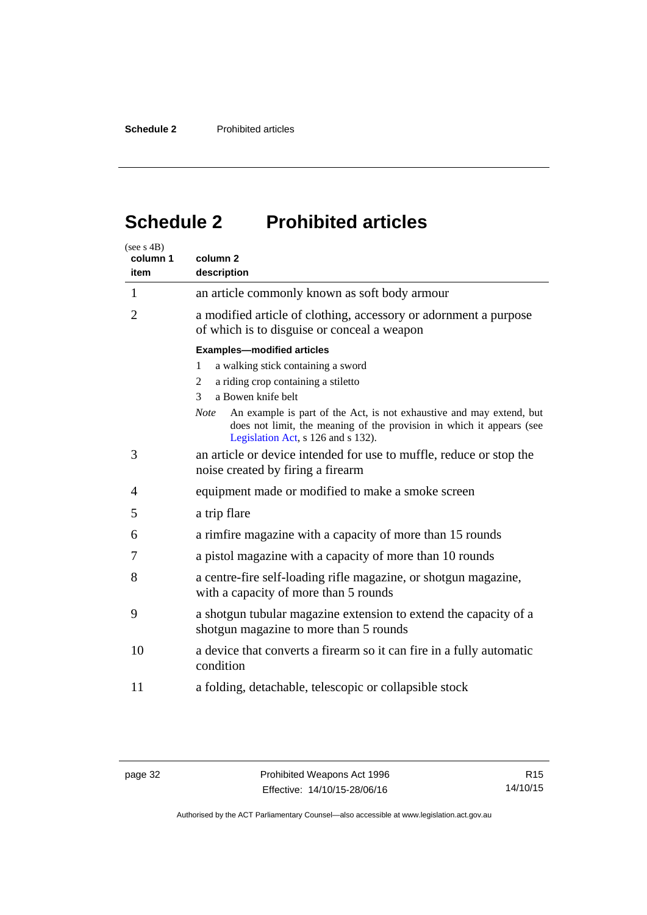# Schedule 2 Prohibited articles

(see s 4B)

| column 1 item | column 2 description |
|---|---|
| 1 | an article commonly known as soft body armour |
| 2 | a modified article of clothing, accessory or adornment a purpose of which is to disguise or conceal a weapon<br><br>**Examples—modified articles**<br>1 a walking stick containing a sword<br>2 a riding crop containing a stiletto<br>3 a Bowen knife belt<br><br>*Note* An example is part of the Act, is not exhaustive and may extend, but does not limit, the meaning of the provision in which it appears (see Legislation Act, s 126 and s 132). |
| 3 | an article or device intended for use to muffle, reduce or stop the noise created by firing a firearm |
| 4 | equipment made or modified to make a smoke screen |
| 5 | a trip flare |
| 6 | a rimfire magazine with a capacity of more than 15 rounds |
| 7 | a pistol magazine with a capacity of more than 10 rounds |
| 8 | a centre-fire self-loading rifle magazine, or shotgun magazine, with a capacity of more than 5 rounds |
| 9 | a shotgun tubular magazine extension to extend the capacity of a shotgun magazine to more than 5 rounds |
| 10 | a device that converts a firearm so it can fire in a fully automatic condition |
| 11 | a folding, detachable, telescopic or collapsible stock |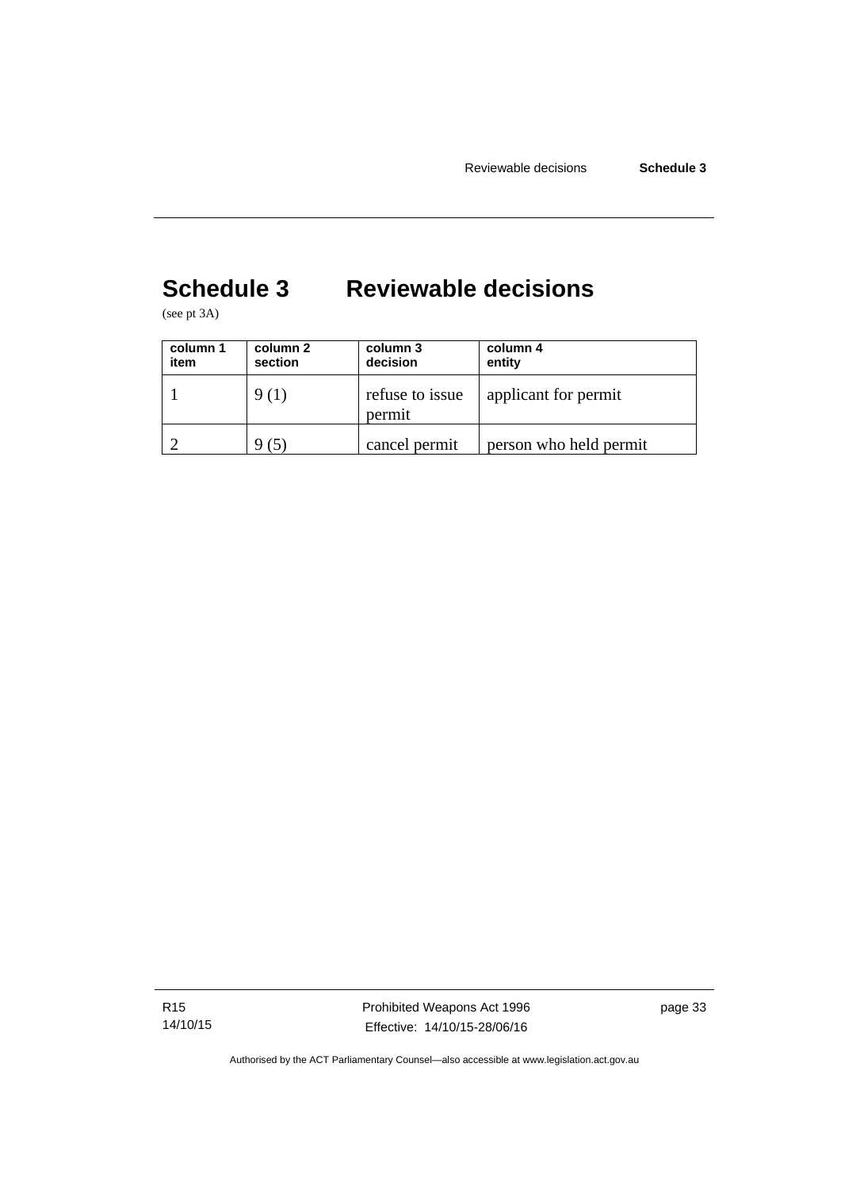# Schedule 3 Reviewable decisions

(see pt 3A)

| column 1 item | column 2 section | column 3 decision | column 4 entity |
|---|---|---|---|
| 1 | 9 (1) | refuse to issue permit | applicant for permit |
| 2 | 9 (5) | cancel permit | person who held permit |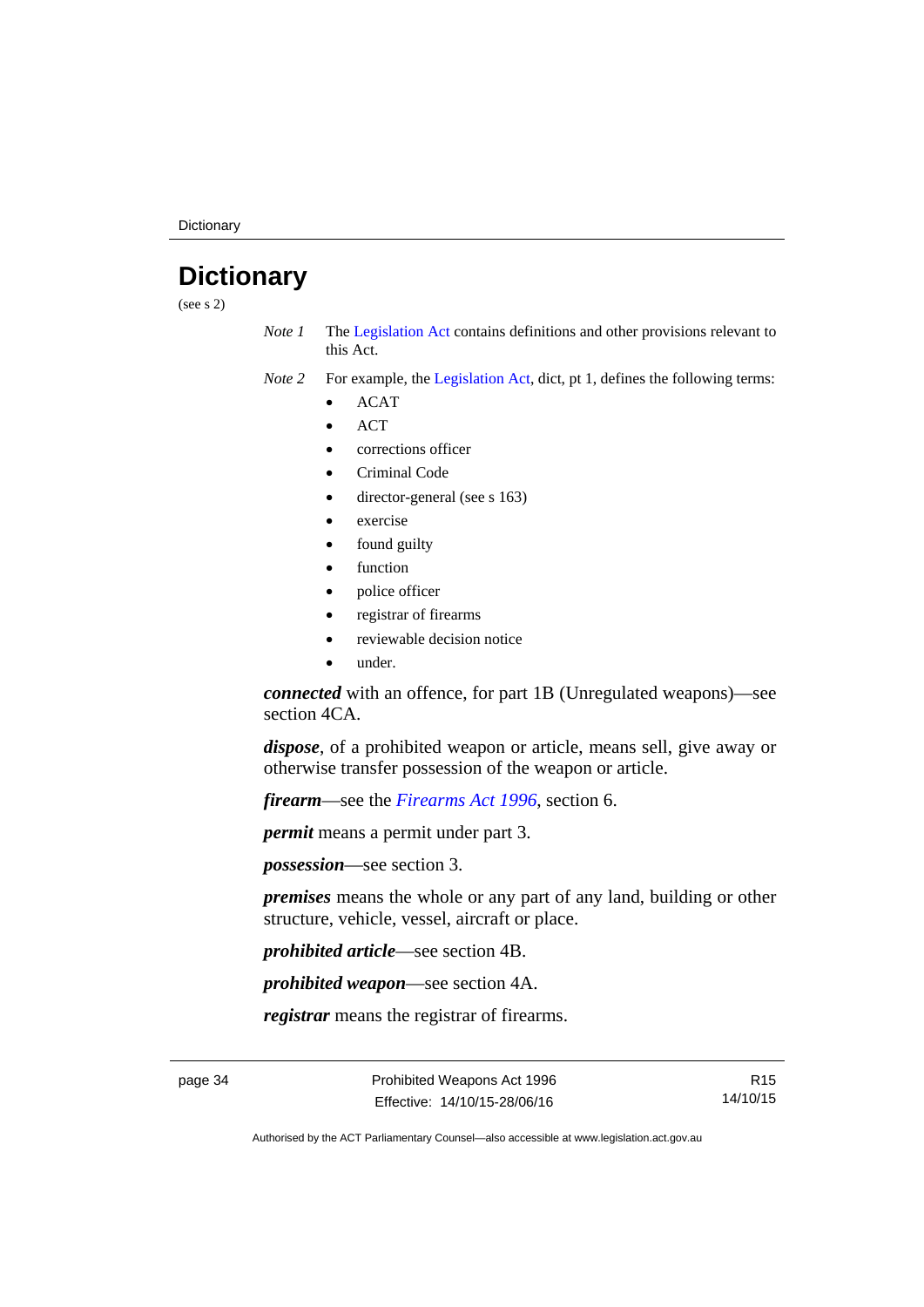# Dictionary

(see s 2)

*Note 1* The Legislation Act contains definitions and other provisions relevant to this Act.

*Note 2* For example, the Legislation Act, dict, pt 1, defines the following terms:

- ACAT
- ACT
- corrections officer
- Criminal Code
- director-general (see s 163)
- exercise
- found guilty
- function
- police officer
- registrar of firearms
- reviewable decision notice
- under.

***connected*** with an offence, for part 1B (Unregulated weapons)—see section 4CA.

***dispose***, of a prohibited weapon or article, means sell, give away or otherwise transfer possession of the weapon or article.

***firearm***—see the *Firearms Act 1996*, section 6.

***permit*** means a permit under part 3.

***possession***—see section 3.

***premises*** means the whole or any part of any land, building or other structure, vehicle, vessel, aircraft or place.

***prohibited article***—see section 4B.

***prohibited weapon***—see section 4A.

***registrar*** means the registrar of firearms.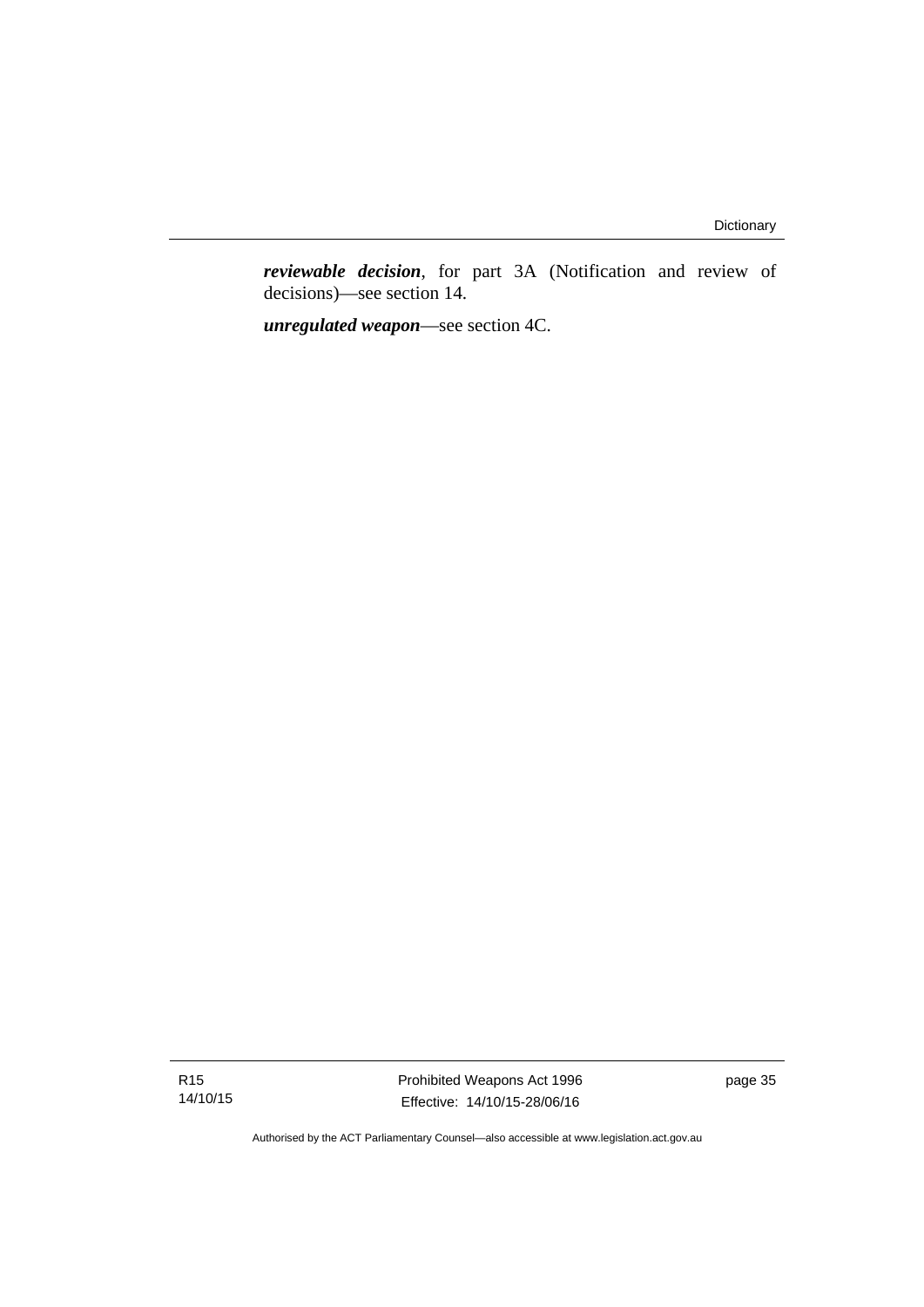***reviewable decision***, for part 3A (Notification and review of decisions)—see section 14.

***unregulated weapon***—see section 4C.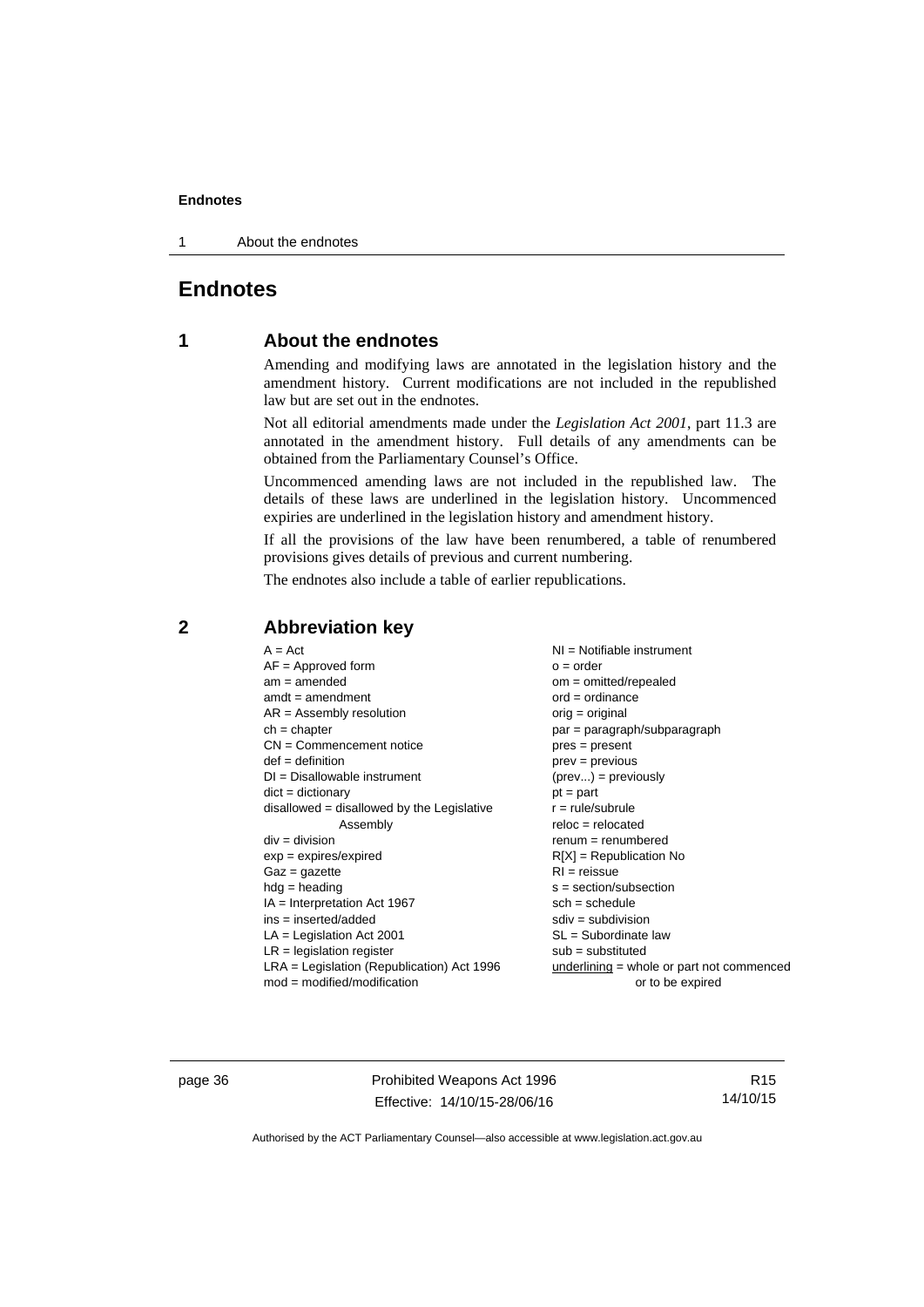# Endnotes

## 1 About the endnotes

Amending and modifying laws are annotated in the legislation history and the amendment history. Current modifications are not included in the republished law but are set out in the endnotes.

Not all editorial amendments made under the *Legislation Act 2001*, part 11.3 are annotated in the amendment history. Full details of any amendments can be obtained from the Parliamentary Counsel's Office.

Uncommenced amending laws are not included in the republished law. The details of these laws are underlined in the legislation history. Uncommenced expiries are underlined in the legislation history and amendment history.

If all the provisions of the law have been renumbered, a table of renumbered provisions gives details of previous and current numbering.

The endnotes also include a table of earlier republications.

## 2 Abbreviation key

A = Act
AF = Approved form
am = amended
amdt = amendment
AR = Assembly resolution
ch = chapter
CN = Commencement notice
def = definition
DI = Disallowable instrument
dict = dictionary
disallowed = disallowed by the Legislative Assembly
div = division
exp = expires/expired
Gaz = gazette
hdg = heading
IA = Interpretation Act 1967
ins = inserted/added
LA = Legislation Act 2001
LR = legislation register
LRA = Legislation (Republication) Act 1996
mod = modified/modification
NI = Notifiable instrument
o = order
om = omitted/repealed
ord = ordinance
orig = original
par = paragraph/subparagraph
pres = present
prev = previous
(prev...) = previously
pt = part
r = rule/subrule
reloc = relocated
renum = renumbered
R[X] = Republication No
RI = reissue
s = section/subsection
sch = schedule
sdiv = subdivision
SL = Subordinate law
sub = substituted
<u>underlining</u> = whole or part not commenced or to be expired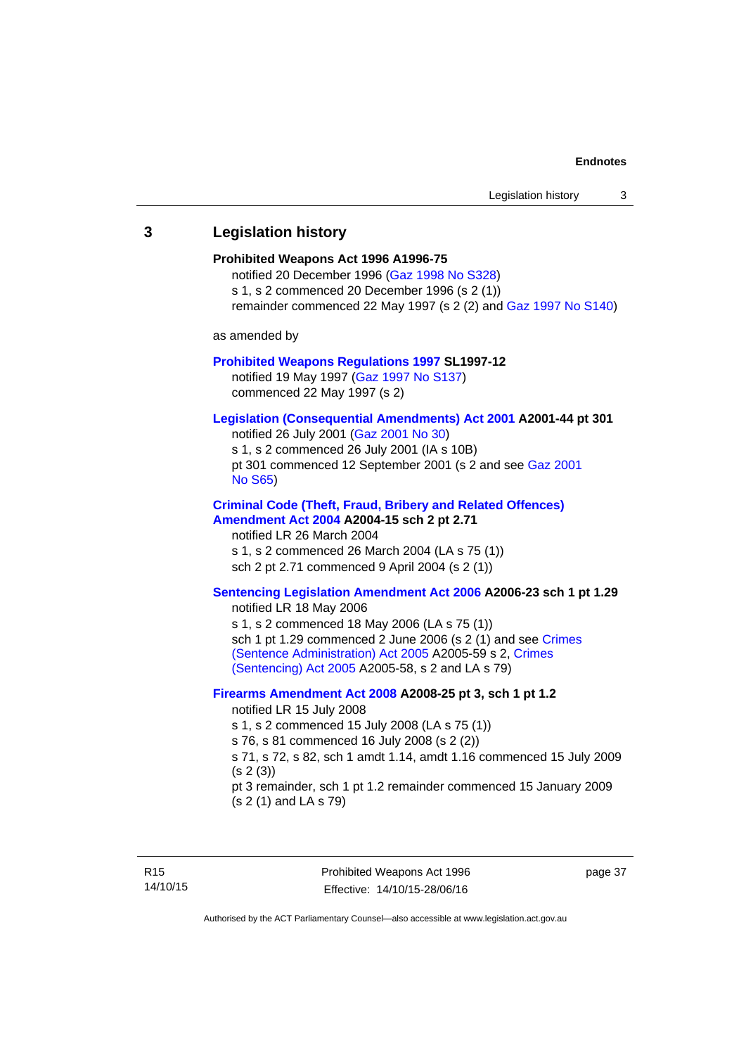## 3 Legislation history

**Prohibited Weapons Act 1996 A1996-75**

notified 20 December 1996 (Gaz 1998 No S328)

s 1, s 2 commenced 20 December 1996 (s 2 (1))

remainder commenced 22 May 1997 (s 2 (2) and Gaz 1997 No S140)

as amended by

**Prohibited Weapons Regulations 1997 SL1997-12**

notified 19 May 1997 (Gaz 1997 No S137)

commenced 22 May 1997 (s 2)

**Legislation (Consequential Amendments) Act 2001 A2001-44 pt 301**

notified 26 July 2001 (Gaz 2001 No 30)

s 1, s 2 commenced 26 July 2001 (IA s 10B)

pt 301 commenced 12 September 2001 (s 2 and see Gaz 2001 No S65)

**Criminal Code (Theft, Fraud, Bribery and Related Offences) Amendment Act 2004 A2004-15 sch 2 pt 2.71**

notified LR 26 March 2004

s 1, s 2 commenced 26 March 2004 (LA s 75 (1))

sch 2 pt 2.71 commenced 9 April 2004 (s 2 (1))

**Sentencing Legislation Amendment Act 2006 A2006-23 sch 1 pt 1.29**

notified LR 18 May 2006

s 1, s 2 commenced 18 May 2006 (LA s 75 (1))

sch 1 pt 1.29 commenced 2 June 2006 (s 2 (1) and see Crimes (Sentence Administration) Act 2005 A2005-59 s 2, Crimes (Sentencing) Act 2005 A2005-58, s 2 and LA s 79)

**Firearms Amendment Act 2008 A2008-25 pt 3, sch 1 pt 1.2**

notified LR 15 July 2008

s 1, s 2 commenced 15 July 2008 (LA s 75 (1))

s 76, s 81 commenced 16 July 2008 (s 2 (2))

s 71, s 72, s 82, sch 1 amdt 1.14, amdt 1.16 commenced 15 July 2009 (s 2 (3))

pt 3 remainder, sch 1 pt 1.2 remainder commenced 15 January 2009 (s 2 (1) and LA s 79)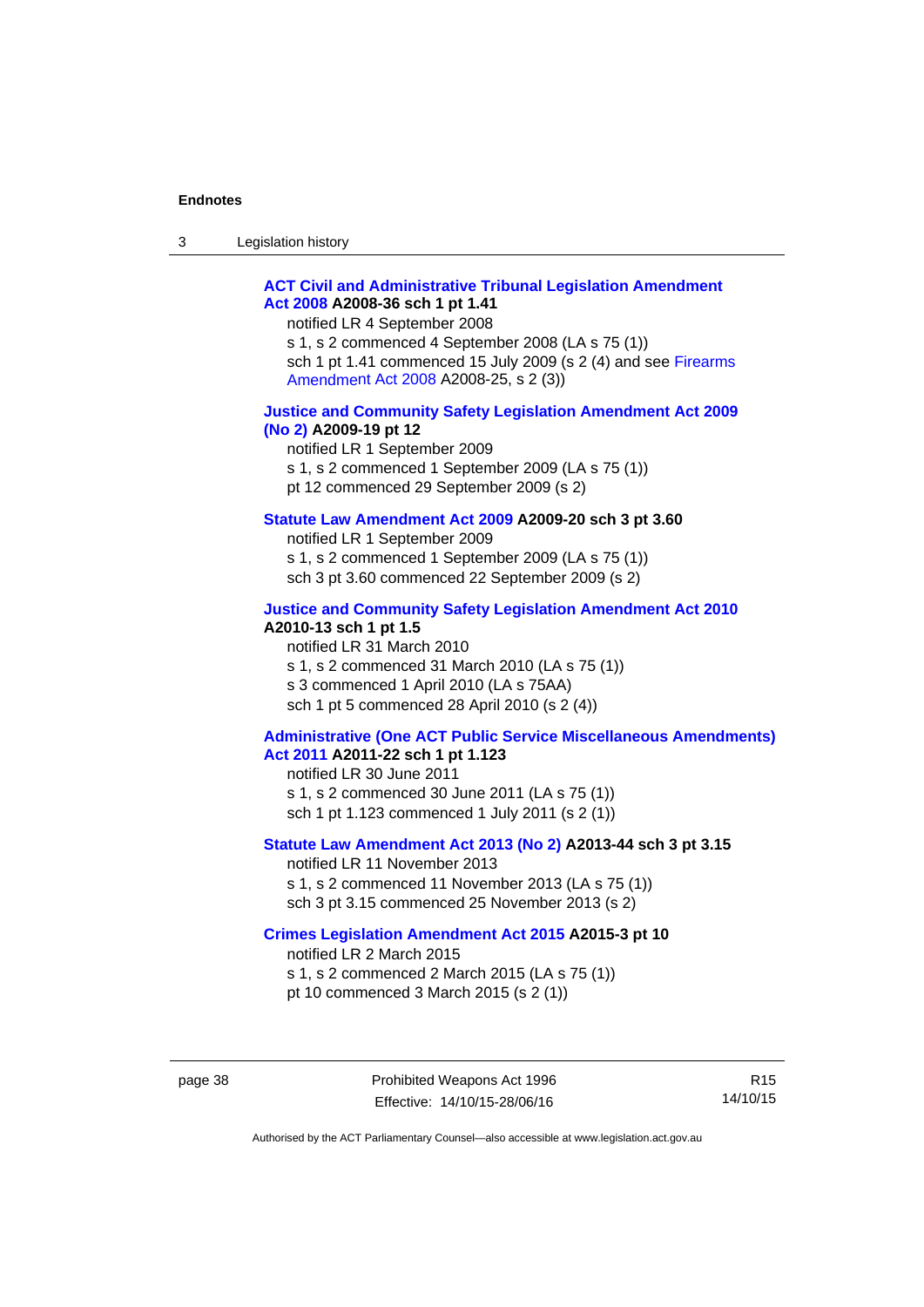**ACT Civil and Administrative Tribunal Legislation Amendment Act 2008 A2008-36 sch 1 pt 1.41**

notified LR 4 September 2008

s 1, s 2 commenced 4 September 2008 (LA s 75 (1))

sch 1 pt 1.41 commenced 15 July 2009 (s 2 (4) and see Firearms Amendment Act 2008 A2008-25, s 2 (3))

**Justice and Community Safety Legislation Amendment Act 2009 (No 2) A2009-19 pt 12**

notified LR 1 September 2009

s 1, s 2 commenced 1 September 2009 (LA s 75 (1))

pt 12 commenced 29 September 2009 (s 2)

**Statute Law Amendment Act 2009 A2009-20 sch 3 pt 3.60**

notified LR 1 September 2009

s 1, s 2 commenced 1 September 2009 (LA s 75 (1))

sch 3 pt 3.60 commenced 22 September 2009 (s 2)

**Justice and Community Safety Legislation Amendment Act 2010 A2010-13 sch 1 pt 1.5**

notified LR 31 March 2010

s 1, s 2 commenced 31 March 2010 (LA s 75 (1))

s 3 commenced 1 April 2010 (LA s 75AA)

sch 1 pt 5 commenced 28 April 2010 (s 2 (4))

**Administrative (One ACT Public Service Miscellaneous Amendments) Act 2011 A2011-22 sch 1 pt 1.123**

notified LR 30 June 2011

s 1, s 2 commenced 30 June 2011 (LA s 75 (1))

sch 1 pt 1.123 commenced 1 July 2011 (s 2 (1))

**Statute Law Amendment Act 2013 (No 2) A2013-44 sch 3 pt 3.15**

notified LR 11 November 2013

s 1, s 2 commenced 11 November 2013 (LA s 75 (1))

sch 3 pt 3.15 commenced 25 November 2013 (s 2)

**Crimes Legislation Amendment Act 2015 A2015-3 pt 10**

notified LR 2 March 2015

s 1, s 2 commenced 2 March 2015 (LA s 75 (1))

pt 10 commenced 3 March 2015 (s 2 (1))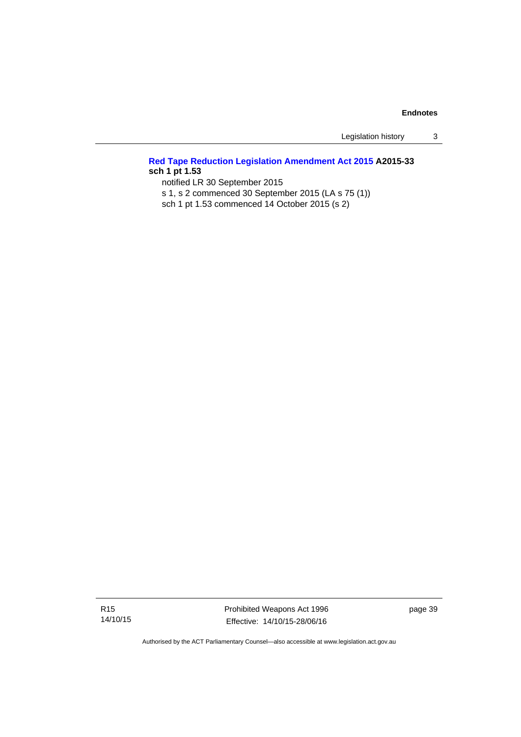**Red Tape Reduction Legislation Amendment Act 2015 A2015-33 sch 1 pt 1.53**

notified LR 30 September 2015

s 1, s 2 commenced 30 September 2015 (LA s 75 (1))

sch 1 pt 1.53 commenced 14 October 2015 (s 2)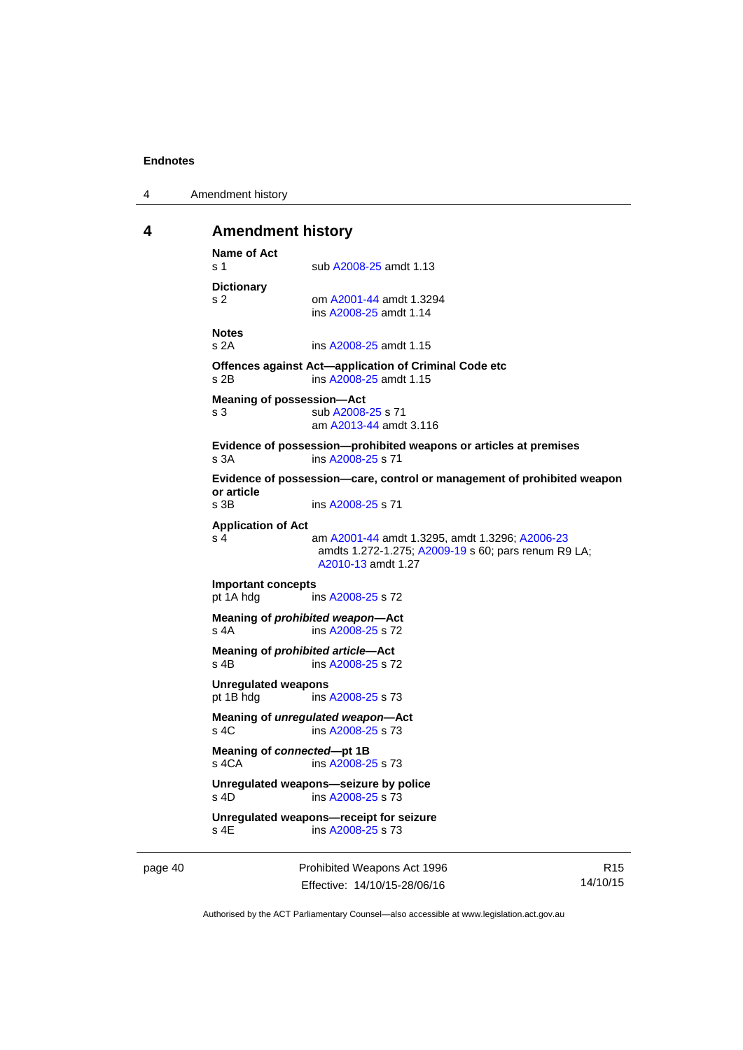## 4 Amendment history

**Name of Act**

s 1 sub A2008-25 amdt 1.13

**Dictionary**

s 2 om A2001-44 amdt 1.3294
ins A2008-25 amdt 1.14

**Notes**

s 2A ins A2008-25 amdt 1.15

**Offences against Act—application of Criminal Code etc**

s 2B ins A2008-25 amdt 1.15

**Meaning of possession—Act**

s 3 sub A2008-25 s 71
am A2013-44 amdt 3.116

**Evidence of possession—prohibited weapons or articles at premises**

s 3A ins A2008-25 s 71

**Evidence of possession—care, control or management of prohibited weapon or article**

s 3B ins A2008-25 s 71

**Application of Act**

s 4 am A2001-44 amdt 1.3295, amdt 1.3296; A2006-23 amdts 1.272-1.275; A2009-19 s 60; pars renum R9 LA; A2010-13 amdt 1.27

**Important concepts**

pt 1A hdg ins A2008-25 s 72

**Meaning of *prohibited weapon*—Act**

s 4A ins A2008-25 s 72

**Meaning of *prohibited article*—Act**

s 4B ins A2008-25 s 72

**Unregulated weapons**

pt 1B hdg ins A2008-25 s 73

**Meaning of *unregulated weapon*—Act**

s 4C ins A2008-25 s 73

**Meaning of *connected*—pt 1B**

s 4CA ins A2008-25 s 73

**Unregulated weapons—seizure by police**

s 4D ins A2008-25 s 73

**Unregulated weapons—receipt for seizure**

s 4E ins A2008-25 s 73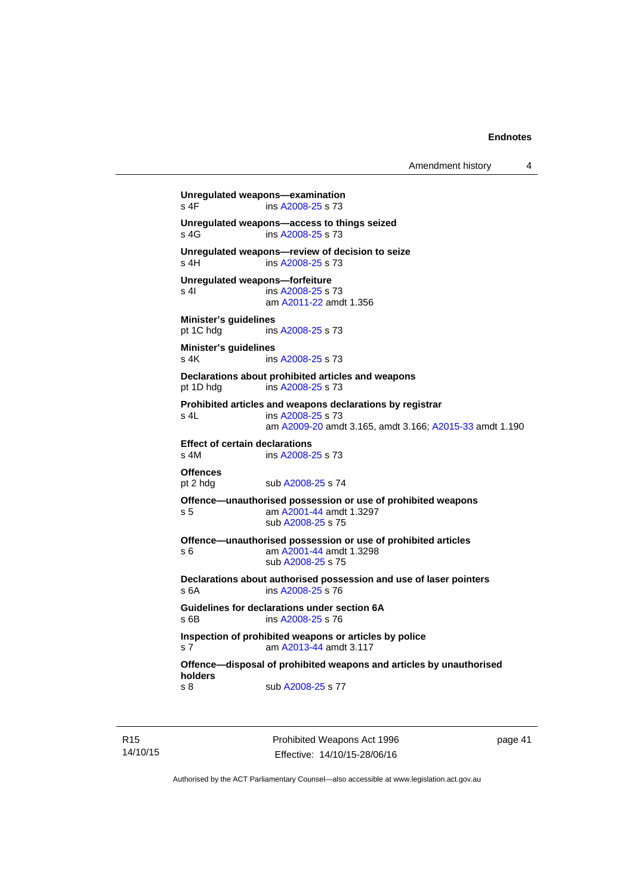**Unregulated weapons—examination**
s 4F ins A2008-25 s 73

**Unregulated weapons—access to things seized**
s 4G ins A2008-25 s 73

**Unregulated weapons—review of decision to seize**
s 4H ins A2008-25 s 73

**Unregulated weapons—forfeiture**
s 4I ins A2008-25 s 73
am A2011-22 amdt 1.356

**Minister's guidelines**
pt 1C hdg ins A2008-25 s 73

**Minister's guidelines**
s 4K ins A2008-25 s 73

**Declarations about prohibited articles and weapons**
pt 1D hdg ins A2008-25 s 73

**Prohibited articles and weapons declarations by registrar**
s 4L ins A2008-25 s 73
am A2009-20 amdt 3.165, amdt 3.166; A2015-33 amdt 1.190

**Effect of certain declarations**
s 4M ins A2008-25 s 73

**Offences**
pt 2 hdg sub A2008-25 s 74

**Offence—unauthorised possession or use of prohibited weapons**
s 5 am A2001-44 amdt 1.3297
sub A2008-25 s 75

**Offence—unauthorised possession or use of prohibited articles**
s 6 am A2001-44 amdt 1.3298
sub A2008-25 s 75

**Declarations about authorised possession and use of laser pointers**
s 6A ins A2008-25 s 76

**Guidelines for declarations under section 6A**
s 6B ins A2008-25 s 76

**Inspection of prohibited weapons or articles by police**
s 7 am A2013-44 amdt 3.117

**Offence—disposal of prohibited weapons and articles by unauthorised holders**
s 8 sub A2008-25 s 77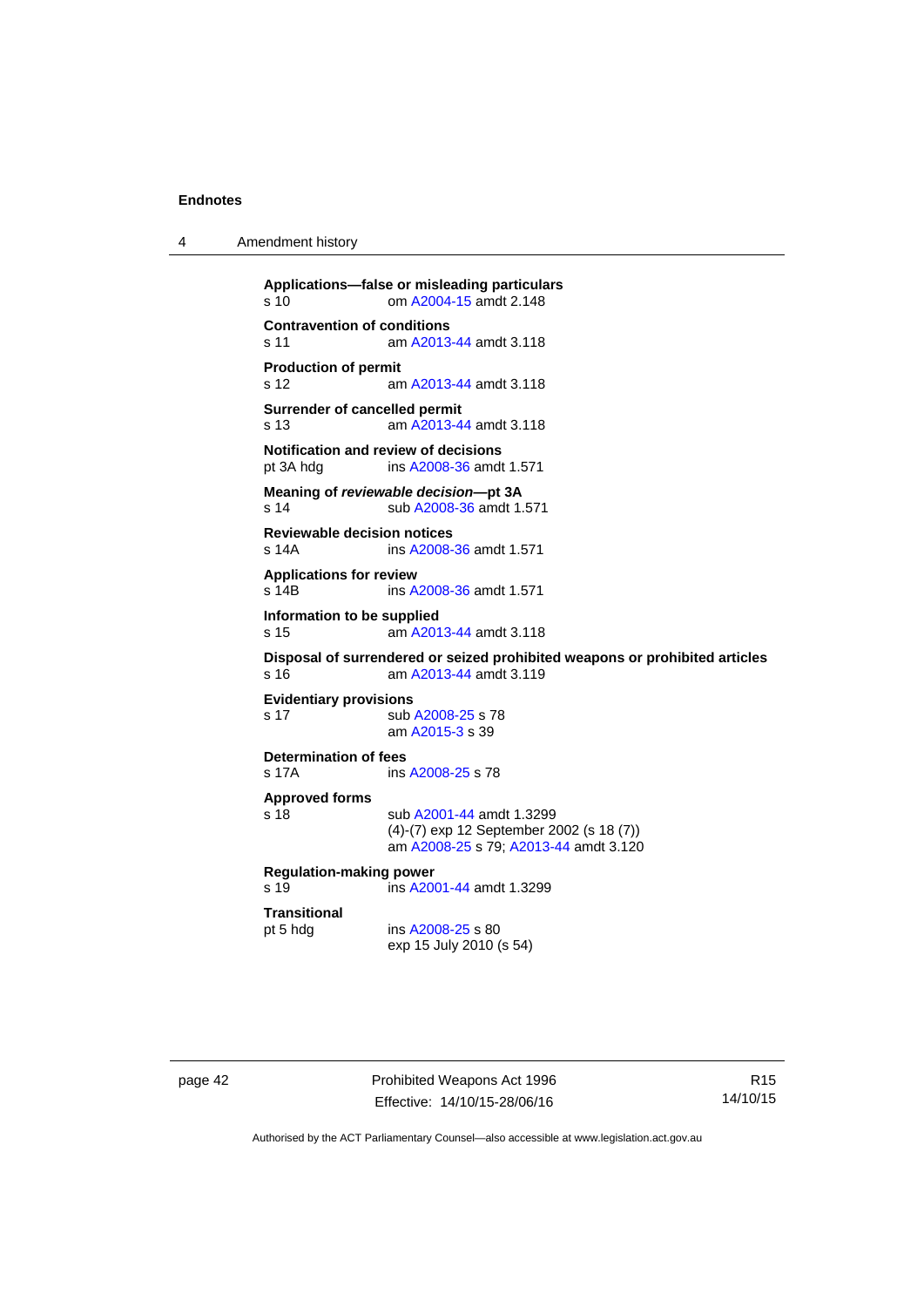**Applications—false or misleading particulars**
s 10 om A2004-15 amdt 2.148

**Contravention of conditions**
s 11 am A2013-44 amdt 3.118

**Production of permit**
s 12 am A2013-44 amdt 3.118

**Surrender of cancelled permit**
s 13 am A2013-44 amdt 3.118

**Notification and review of decisions**
pt 3A hdg ins A2008-36 amdt 1.571

**Meaning of *reviewable decision*—pt 3A**
s 14 sub A2008-36 amdt 1.571

**Reviewable decision notices**
s 14A ins A2008-36 amdt 1.571

**Applications for review**
s 14B ins A2008-36 amdt 1.571

**Information to be supplied**
s 15 am A2013-44 amdt 3.118

**Disposal of surrendered or seized prohibited weapons or prohibited articles**
s 16 am A2013-44 amdt 3.119

**Evidentiary provisions**
s 17 sub A2008-25 s 78
am A2015-3 s 39

**Determination of fees**
s 17A ins A2008-25 s 78

**Approved forms**
s 18 sub A2001-44 amdt 1.3299
(4)-(7) exp 12 September 2002 (s 18 (7))
am A2008-25 s 79; A2013-44 amdt 3.120

**Regulation-making power**
s 19 ins A2001-44 amdt 1.3299

**Transitional**
pt 5 hdg ins A2008-25 s 80
exp 15 July 2010 (s 54)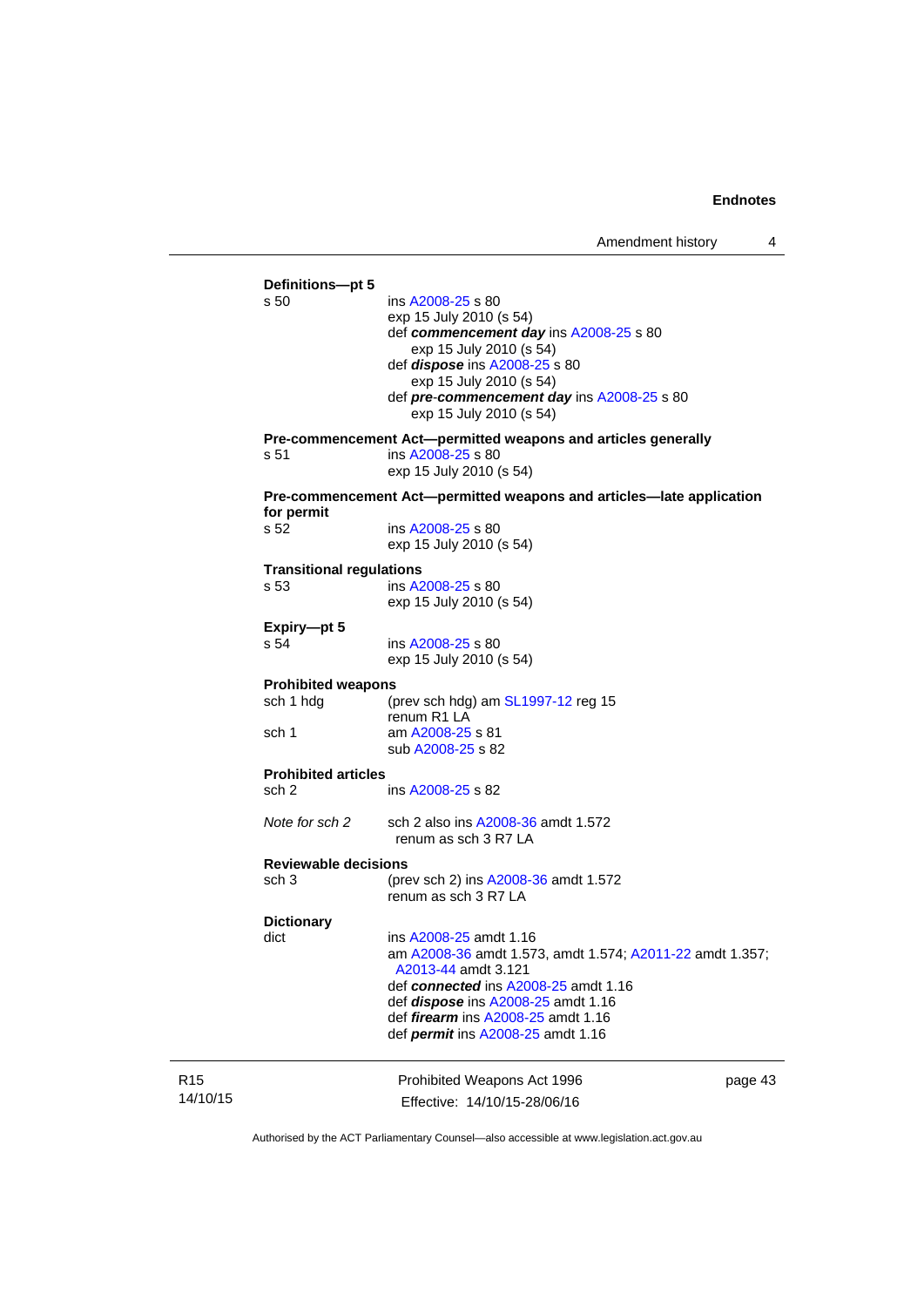**Definitions—pt 5**

s 50 ins A2008-25 s 80
exp 15 July 2010 (s 54)
def ***commencement day*** ins A2008-25 s 80
exp 15 July 2010 (s 54)
def ***dispose*** ins A2008-25 s 80
exp 15 July 2010 (s 54)
def ***pre-commencement day*** ins A2008-25 s 80
exp 15 July 2010 (s 54)

**Pre-commencement Act—permitted weapons and articles generally**

s 51 ins A2008-25 s 80
exp 15 July 2010 (s 54)

**Pre-commencement Act—permitted weapons and articles—late application for permit**

s 52 ins A2008-25 s 80
exp 15 July 2010 (s 54)

**Transitional regulations**

s 53 ins A2008-25 s 80
exp 15 July 2010 (s 54)

**Expiry—pt 5**

s 54 ins A2008-25 s 80
exp 15 July 2010 (s 54)

**Prohibited weapons**

sch 1 hdg (prev sch hdg) am SL1997-12 reg 15
renum R1 LA

sch 1 am A2008-25 s 81
sub A2008-25 s 82

**Prohibited articles**

sch 2 ins A2008-25 s 82

*Note for sch 2* sch 2 also ins A2008-36 amdt 1.572
renum as sch 3 R7 LA

**Reviewable decisions**

sch 3 (prev sch 2) ins A2008-36 amdt 1.572
renum as sch 3 R7 LA

**Dictionary**

dict ins A2008-25 amdt 1.16
am A2008-36 amdt 1.573, amdt 1.574; A2011-22 amdt 1.357; A2013-44 amdt 3.121
def ***connected*** ins A2008-25 amdt 1.16
def ***dispose*** ins A2008-25 amdt 1.16
def ***firearm*** ins A2008-25 amdt 1.16
def ***permit*** ins A2008-25 amdt 1.16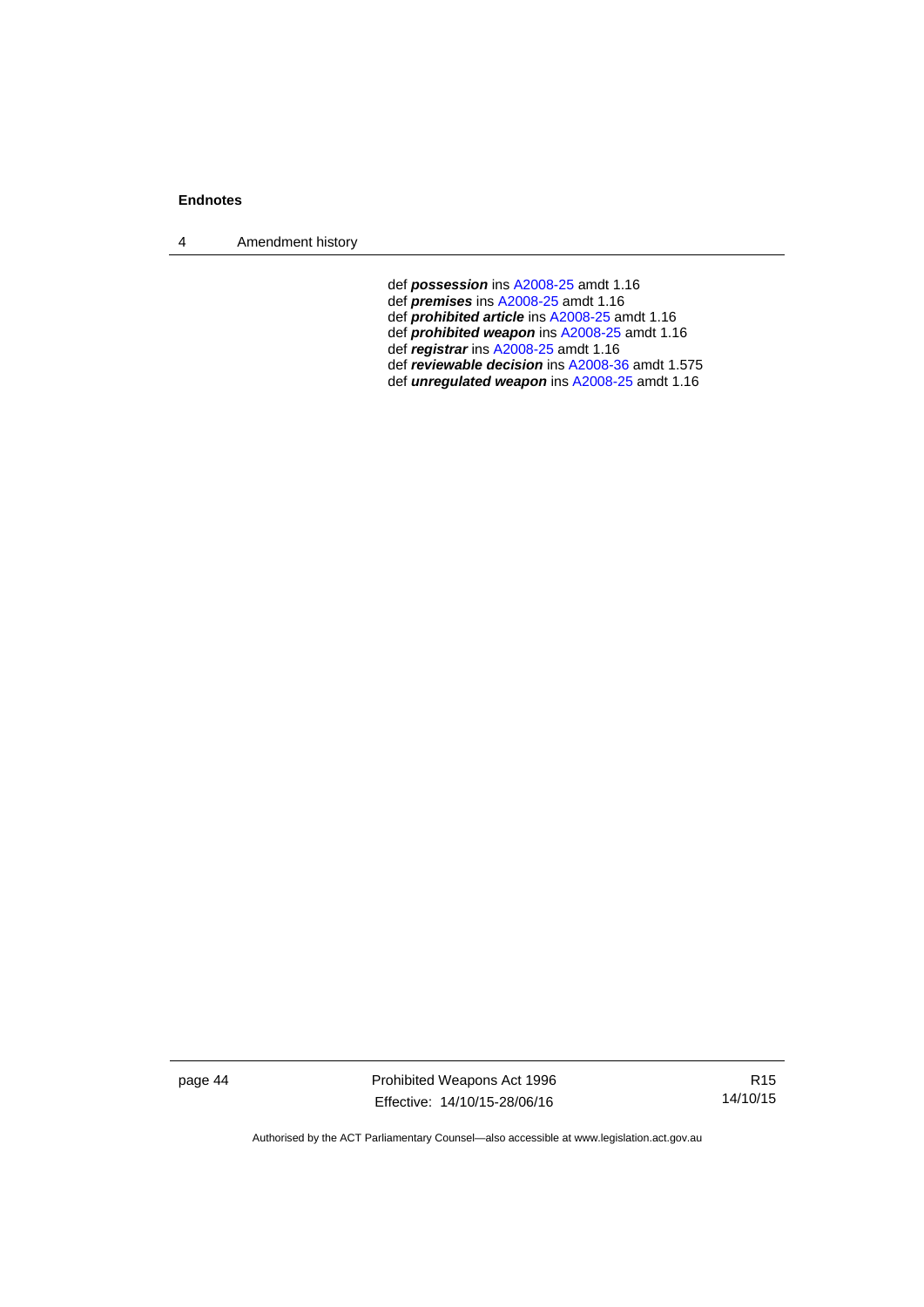def ***possession*** ins A2008-25 amdt 1.16
def ***premises*** ins A2008-25 amdt 1.16
def ***prohibited article*** ins A2008-25 amdt 1.16
def ***prohibited weapon*** ins A2008-25 amdt 1.16
def ***registrar*** ins A2008-25 amdt 1.16
def ***reviewable decision*** ins A2008-36 amdt 1.575
def ***unregulated weapon*** ins A2008-25 amdt 1.16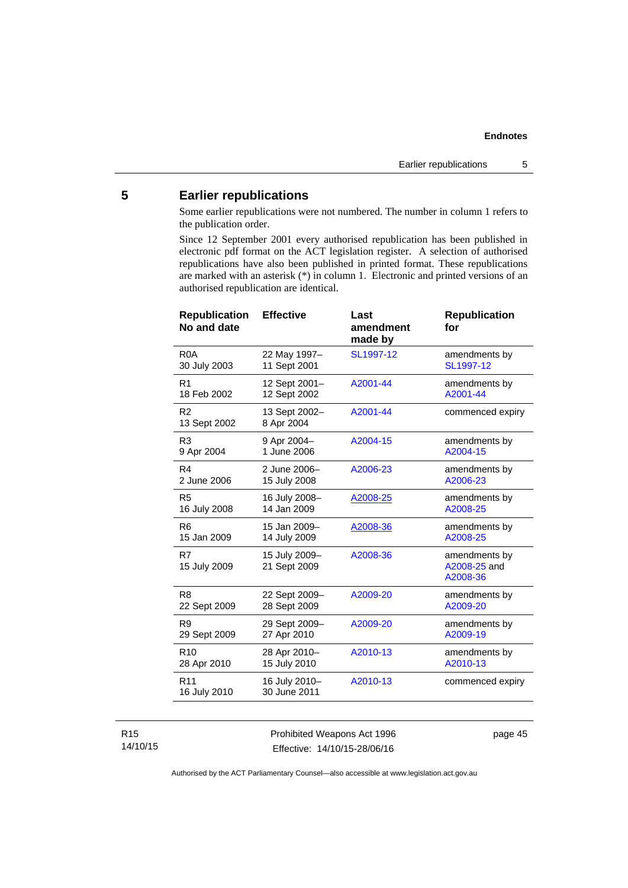## 5 Earlier republications

Some earlier republications were not numbered. The number in column 1 refers to the publication order.

Since 12 September 2001 every authorised republication has been published in electronic pdf format on the ACT legislation register. A selection of authorised republications have also been published in printed format. These republications are marked with an asterisk (*) in column 1. Electronic and printed versions of an authorised republication are identical.

| Republication No and date | Effective | Last amendment made by | Republication for |
|---|---|---|---|
| R0A 30 July 2003 | 22 May 1997– 11 Sept 2001 | SL1997-12 | amendments by SL1997-12 |
| R1 18 Feb 2002 | 12 Sept 2001– 12 Sept 2002 | A2001-44 | amendments by A2001-44 |
| R2 13 Sept 2002 | 13 Sept 2002– 8 Apr 2004 | A2001-44 | commenced expiry |
| R3 9 Apr 2004 | 9 Apr 2004– 1 June 2006 | A2004-15 | amendments by A2004-15 |
| R4 2 June 2006 | 2 June 2006– 15 July 2008 | A2006-23 | amendments by A2006-23 |
| R5 16 July 2008 | 16 July 2008– 14 Jan 2009 | A2008-25 | amendments by A2008-25 |
| R6 15 Jan 2009 | 15 Jan 2009– 14 July 2009 | A2008-36 | amendments by A2008-25 |
| R7 15 July 2009 | 15 July 2009– 21 Sept 2009 | A2008-36 | amendments by A2008-25 and A2008-36 |
| R8 22 Sept 2009 | 22 Sept 2009– 28 Sept 2009 | A2009-20 | amendments by A2009-20 |
| R9 29 Sept 2009 | 29 Sept 2009– 27 Apr 2010 | A2009-20 | amendments by A2009-19 |
| R10 28 Apr 2010 | 28 Apr 2010– 15 July 2010 | A2010-13 | amendments by A2010-13 |
| R11 16 July 2010 | 16 July 2010– 30 June 2011 | A2010-13 | commenced expiry |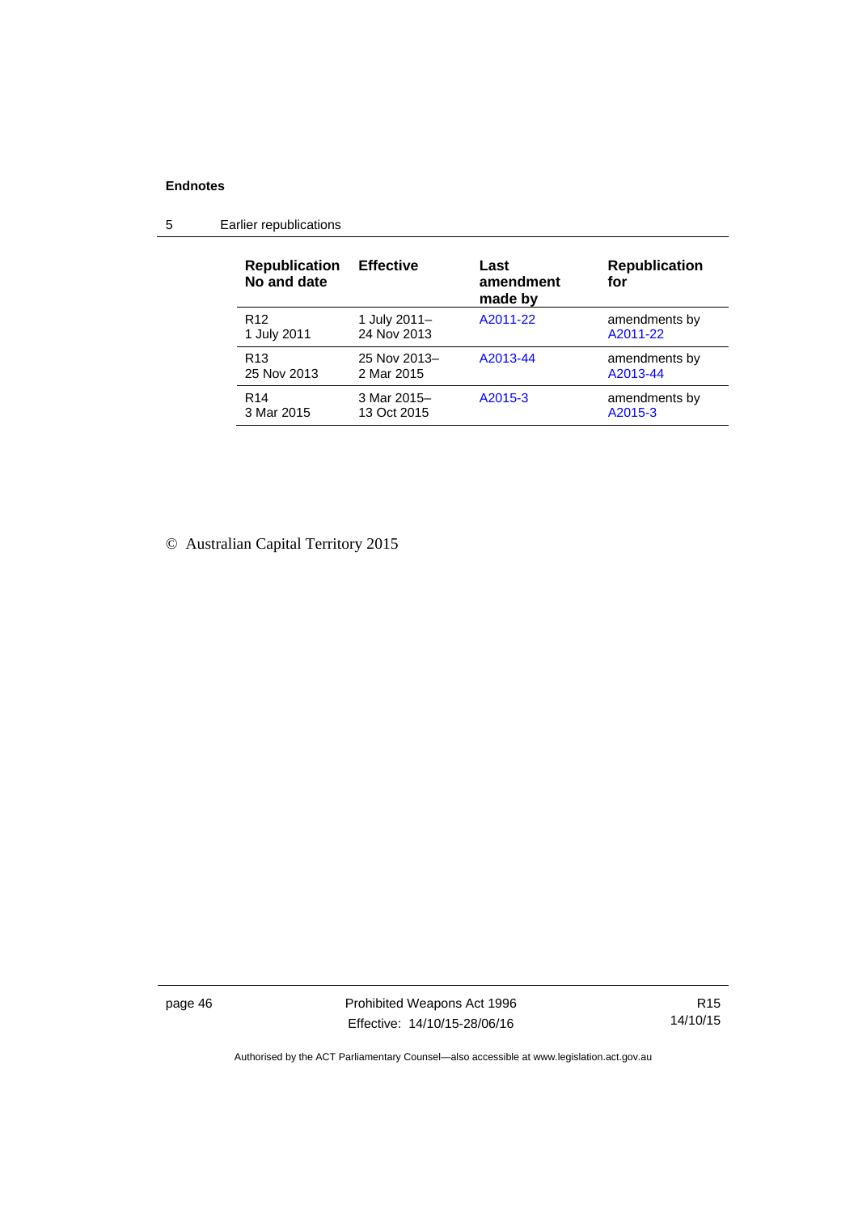**Endnotes**

5 Earlier republications

| Republication No and date | Effective | Last amendment made by | Republication for |
|---|---|---|---|
| R12 1 July 2011 | 1 July 2011– 24 Nov 2013 | A2011-22 | amendments by A2011-22 |
| R13 25 Nov 2013 | 25 Nov 2013– 2 Mar 2015 | A2013-44 | amendments by A2013-44 |
| R14 3 Mar 2015 | 3 Mar 2015– 13 Oct 2015 | A2015-3 | amendments by A2015-3 |

© Australian Capital Territory 2015